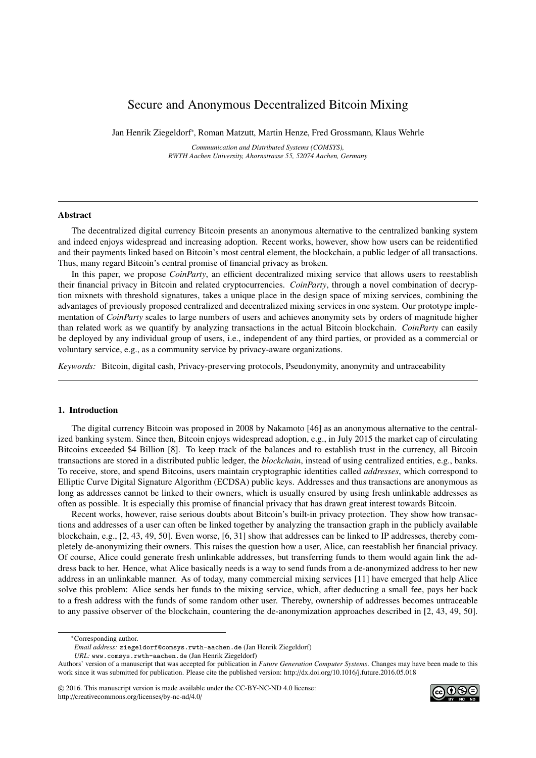# Secure and Anonymous Decentralized Bitcoin Mixing

Jan Henrik Ziegeldorf*, Roman Matzutt, Martin Henze, Fred Grossmann, Klaus Wehrle

*Communication and Distributed Systems (COMSYS), RWTH Aachen University, Ahornstrasse 55, 52074 Aachen, Germany*

---

## Abstract

The decentralized digital currency Bitcoin presents an anonymous alternative to the centralized banking system and indeed enjoys widespread and increasing adoption. Recent works, however, show how users can be reidentified and their payments linked based on Bitcoin's most central element, the blockchain, a public ledger of all transactions. Thus, many regard Bitcoin's central promise of financial privacy as broken.

In this paper, we propose *CoinParty*, an efficient decentralized mixing service that allows users to reestablish their financial privacy in Bitcoin and related cryptocurrencies. *CoinParty*, through a novel combination of decryption mixnets with threshold signatures, takes a unique place in the design space of mixing services, combining the advantages of previously proposed centralized and decentralized mixing services in one system. Our prototype implementation of *CoinParty* scales to large numbers of users and achieves anonymity sets by orders of magnitude higher than related work as we quantify by analyzing transactions in the actual Bitcoin blockchain. *CoinParty* can easily be deployed by any individual group of users, i.e., independent of any third parties, or provided as a commercial or voluntary service, e.g., as a community service by privacy-aware organizations.

*Keywords:* Bitcoin, digital cash, Privacy-preserving protocols, Pseudonymity, anonymity and untraceability

---

## 1. Introduction

The digital currency Bitcoin was proposed in 2008 by Nakamoto [46] as an anonymous alternative to the centralized banking system. Since then, Bitcoin enjoys widespread adoption, e.g., in July 2015 the market cap of circulating Bitcoins exceeded $4 Billion [8]. To keep track of the balances and to establish trust in the currency, all Bitcoin transactions are stored in a distributed public ledger, the *blockchain*, instead of using centralized entities, e.g., banks. To receive, store, and spend Bitcoins, users maintain cryptographic identities called *addresses*, which correspond to Elliptic Curve Digital Signature Algorithm (ECDSA) public keys. Addresses and thus transactions are anonymous as long as addresses cannot be linked to their owners, which is usually ensured by using fresh unlinkable addresses as often as possible. It is especially this promise of financial privacy that has drawn great interest towards Bitcoin.

Recent works, however, raise serious doubts about Bitcoin's built-in privacy protection. They show how transactions and addresses of a user can often be linked together by analyzing the transaction graph in the publicly available blockchain, e.g., [2, 43, 49, 50]. Even worse, [6, 31] show that addresses can be linked to IP addresses, thereby completely de-anonymizing their owners. This raises the question how a user, Alice, can reestablish her financial privacy. Of course, Alice could generate fresh unlinkable addresses, but transferring funds to them would again link the address back to her. Hence, what Alice basically needs is a way to send funds from a de-anonymized address to her new address in an unlinkable manner. As of today, many commercial mixing services [11] have emerged that help Alice solve this problem: Alice sends her funds to the mixing service, which, after deducting a small fee, pays her back to a fresh address with the funds of some random other user. Thereby, ownership of addresses becomes untraceable to any passive observer of the blockchain, countering the de-anonymization approaches described in [2, 43, 49, 50].

---

*Corresponding author.
*Email address:* ziegeldorf@comsys.rwth-aachen.de (Jan Henrik Ziegeldorf)
*URL:* www.comsys.rwth-aachen.de (Jan Henrik Ziegeldorf)

Authors' version of a manuscript that was accepted for publication in *Future Generation Computer Systems*. Changes may have been made to this work since it was submitted for publication. Please cite the published version: http://dx.doi.org/10.1016/j.future.2016.05.018

© 2016. This manuscript version is made available under the CC-BY-NC-ND 4.0 license: http://creativecommons.org/licenses/by-nc-nd/4.0/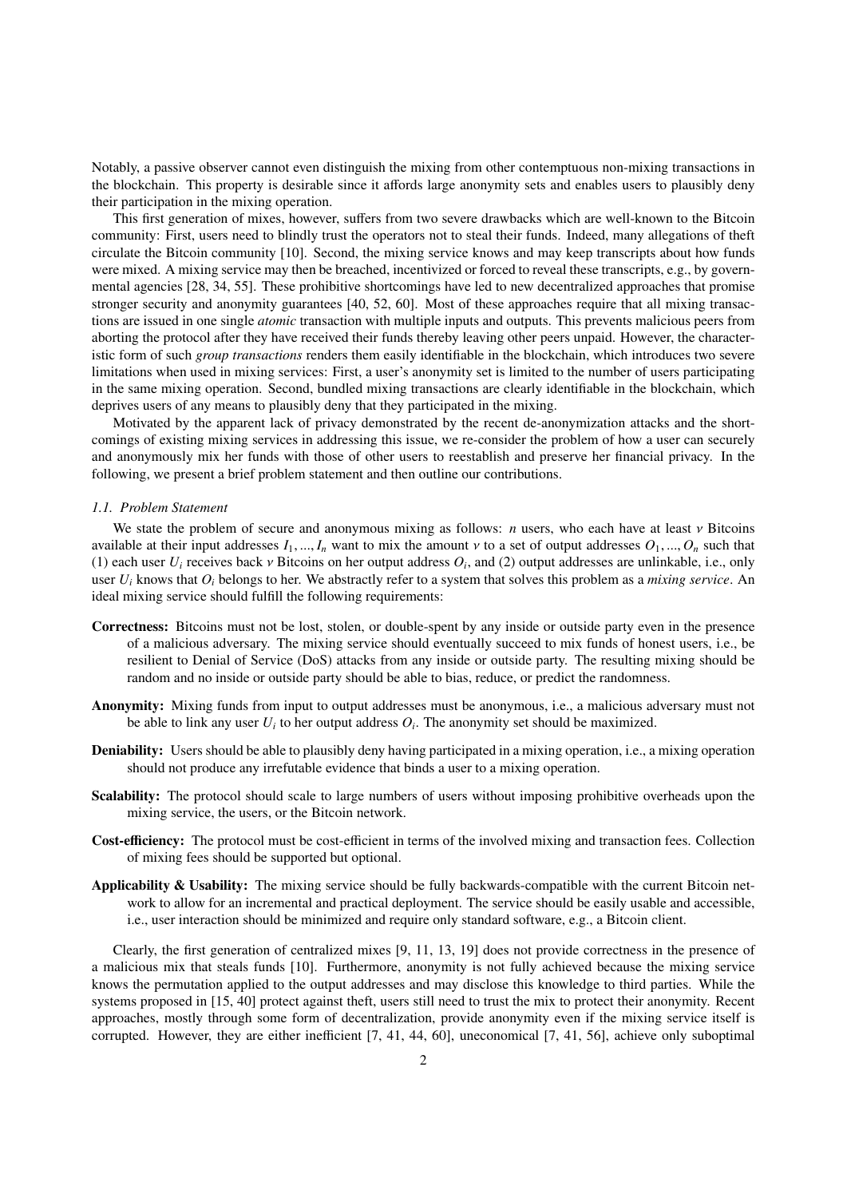Notably, a passive observer cannot even distinguish the mixing from other contemptuous non-mixing transactions in the blockchain. This property is desirable since it affords large anonymity sets and enables users to plausibly deny their participation in the mixing operation.

This first generation of mixes, however, suffers from two severe drawbacks which are well-known to the Bitcoin community: First, users need to blindly trust the operators not to steal their funds. Indeed, many allegations of theft circulate the Bitcoin community [10]. Second, the mixing service knows and may keep transcripts about how funds were mixed. A mixing service may then be breached, incentivized or forced to reveal these transcripts, e.g., by governmental agencies [28, 34, 55]. These prohibitive shortcomings have led to new decentralized approaches that promise stronger security and anonymity guarantees [40, 52, 60]. Most of these approaches require that all mixing transactions are issued in one single *atomic* transaction with multiple inputs and outputs. This prevents malicious peers from aborting the protocol after they have received their funds thereby leaving other peers unpaid. However, the characteristic form of such *group transactions* renders them easily identifiable in the blockchain, which introduces two severe limitations when used in mixing services: First, a user's anonymity set is limited to the number of users participating in the same mixing operation. Second, bundled mixing transactions are clearly identifiable in the blockchain, which deprives users of any means to plausibly deny that they participated in the mixing.

Motivated by the apparent lack of privacy demonstrated by the recent de-anonymization attacks and the shortcomings of existing mixing services in addressing this issue, we re-consider the problem of how a user can securely and anonymously mix her funds with those of other users to reestablish and preserve her financial privacy. In the following, we present a brief problem statement and then outline our contributions.

### *1.1. Problem Statement*

We state the problem of secure and anonymous mixing as follows: $n$ users, who each have at least $v$ Bitcoins available at their input addresses $I_1, ..., I_n$ want to mix the amount $v$ to a set of output addresses $O_1, ..., O_n$ such that (1) each user $U_i$ receives back $v$ Bitcoins on her output address $O_i$, and (2) output addresses are unlinkable, i.e., only user $U_i$ knows that $O_i$ belongs to her. We abstractly refer to a system that solves this problem as a *mixing service*. An ideal mixing service should fulfill the following requirements:

- **Correctness:** Bitcoins must not be lost, stolen, or double-spent by any inside or outside party even in the presence of a malicious adversary. The mixing service should eventually succeed to mix funds of honest users, i.e., be resilient to Denial of Service (DoS) attacks from any inside or outside party. The resulting mixing should be random and no inside or outside party should be able to bias, reduce, or predict the randomness.
- **Anonymity:** Mixing funds from input to output addresses must be anonymous, i.e., a malicious adversary must not be able to link any user $U_i$ to her output address $O_i$. The anonymity set should be maximized.
- **Deniability:** Users should be able to plausibly deny having participated in a mixing operation, i.e., a mixing operation should not produce any irrefutable evidence that binds a user to a mixing operation.
- **Scalability:** The protocol should scale to large numbers of users without imposing prohibitive overheads upon the mixing service, the users, or the Bitcoin network.
- **Cost-efficiency:** The protocol must be cost-efficient in terms of the involved mixing and transaction fees. Collection of mixing fees should be supported but optional.
- **Applicability & Usability:** The mixing service should be fully backwards-compatible with the current Bitcoin network to allow for an incremental and practical deployment. The service should be easily usable and accessible, i.e., user interaction should be minimized and require only standard software, e.g., a Bitcoin client.

Clearly, the first generation of centralized mixes [9, 11, 13, 19] does not provide correctness in the presence of a malicious mix that steals funds [10]. Furthermore, anonymity is not fully achieved because the mixing service knows the permutation applied to the output addresses and may disclose this knowledge to third parties. While the systems proposed in [15, 40] protect against theft, users still need to trust the mix to protect their anonymity. Recent approaches, mostly through some form of decentralization, provide anonymity even if the mixing service itself is corrupted. However, they are either inefficient [7, 41, 44, 60], uneconomical [7, 41, 56], achieve only suboptimal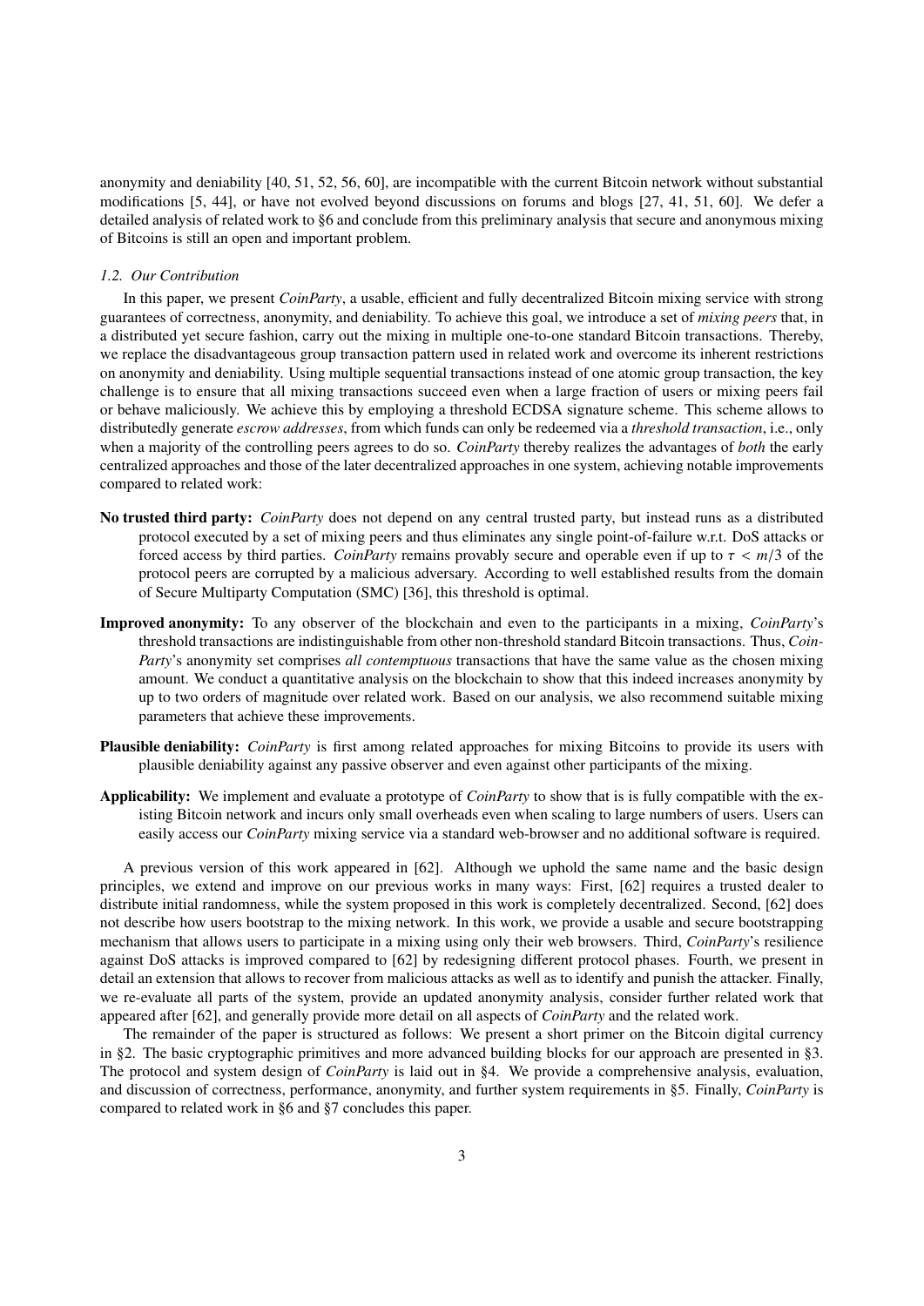anonymity and deniability [40, 51, 52, 56, 60], are incompatible with the current Bitcoin network without substantial modifications [5, 44], or have not evolved beyond discussions on forums and blogs [27, 41, 51, 60]. We defer a detailed analysis of related work to §6 and conclude from this preliminary analysis that secure and anonymous mixing of Bitcoins is still an open and important problem.

### *1.2. Our Contribution*

In this paper, we present *CoinParty*, a usable, efficient and fully decentralized Bitcoin mixing service with strong guarantees of correctness, anonymity, and deniability. To achieve this goal, we introduce a set of *mixing peers* that, in a distributed yet secure fashion, carry out the mixing in multiple one-to-one standard Bitcoin transactions. Thereby, we replace the disadvantageous group transaction pattern used in related work and overcome its inherent restrictions on anonymity and deniability. Using multiple sequential transactions instead of one atomic group transaction, the key challenge is to ensure that all mixing transactions succeed even when a large fraction of users or mixing peers fail or behave maliciously. We achieve this by employing a threshold ECDSA signature scheme. This scheme allows to distributedly generate *escrow addresses*, from which funds can only be redeemed via a *threshold transaction*, i.e., only when a majority of the controlling peers agrees to do so. *CoinParty* thereby realizes the advantages of *both* the early centralized approaches and those of the later decentralized approaches in one system, achieving notable improvements compared to related work:

- **No trusted third party:** *CoinParty* does not depend on any central trusted party, but instead runs as a distributed protocol executed by a set of mixing peers and thus eliminates any single point-of-failure w.r.t. DoS attacks or forced access by third parties. *CoinParty* remains provably secure and operable even if up to $\tau < m/3$ of the protocol peers are corrupted by a malicious adversary. According to well established results from the domain of Secure Multiparty Computation (SMC) [36], this threshold is optimal.
- **Improved anonymity:** To any observer of the blockchain and even to the participants in a mixing, *CoinParty*'s threshold transactions are indistinguishable from other non-threshold standard Bitcoin transactions. Thus, *CoinParty*'s anonymity set comprises *all contemptuous* transactions that have the same value as the chosen mixing amount. We conduct a quantitative analysis on the blockchain to show that this indeed increases anonymity by up to two orders of magnitude over related work. Based on our analysis, we also recommend suitable mixing parameters that achieve these improvements.
- **Plausible deniability:** *CoinParty* is first among related approaches for mixing Bitcoins to provide its users with plausible deniability against any passive observer and even against other participants of the mixing.
- **Applicability:** We implement and evaluate a prototype of *CoinParty* to show that is is fully compatible with the existing Bitcoin network and incurs only small overheads even when scaling to large numbers of users. Users can easily access our *CoinParty* mixing service via a standard web-browser and no additional software is required.

A previous version of this work appeared in [62]. Although we uphold the same name and the basic design principles, we extend and improve on our previous works in many ways: First, [62] requires a trusted dealer to distribute initial randomness, while the system proposed in this work is completely decentralized. Second, [62] does not describe how users bootstrap to the mixing network. In this work, we provide a usable and secure bootstrapping mechanism that allows users to participate in a mixing using only their web browsers. Third, *CoinParty*'s resilience against DoS attacks is improved compared to [62] by redesigning different protocol phases. Fourth, we present in detail an extension that allows to recover from malicious attacks as well as to identify and punish the attacker. Finally, we re-evaluate all parts of the system, provide an updated anonymity analysis, consider further related work that appeared after [62], and generally provide more detail on all aspects of *CoinParty* and the related work.

The remainder of the paper is structured as follows: We present a short primer on the Bitcoin digital currency in §2. The basic cryptographic primitives and more advanced building blocks for our approach are presented in §3. The protocol and system design of *CoinParty* is laid out in §4. We provide a comprehensive analysis, evaluation, and discussion of correctness, performance, anonymity, and further system requirements in §5. Finally, *CoinParty* is compared to related work in §6 and §7 concludes this paper.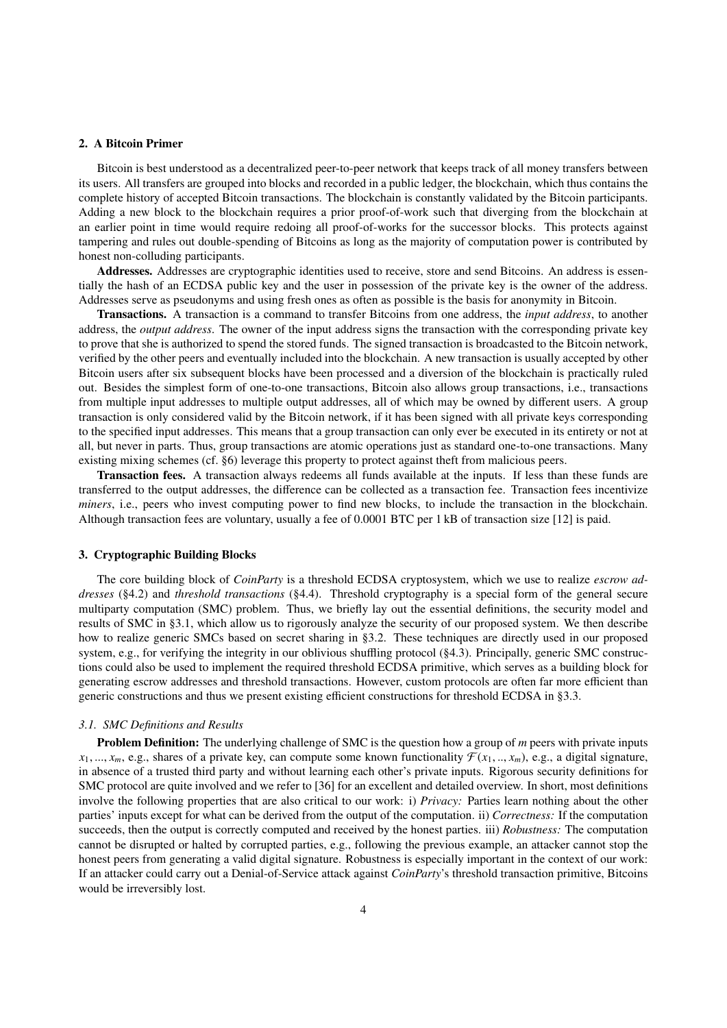## 2. A Bitcoin Primer

Bitcoin is best understood as a decentralized peer-to-peer network that keeps track of all money transfers between its users. All transfers are grouped into blocks and recorded in a public ledger, the blockchain, which thus contains the complete history of accepted Bitcoin transactions. The blockchain is constantly validated by the Bitcoin participants. Adding a new block to the blockchain requires a prior proof-of-work such that diverging from the blockchain at an earlier point in time would require redoing all proof-of-works for the successor blocks. This protects against tampering and rules out double-spending of Bitcoins as long as the majority of computation power is contributed by honest non-colluding participants.

**Addresses.** Addresses are cryptographic identities used to receive, store and send Bitcoins. An address is essentially the hash of an ECDSA public key and the user in possession of the private key is the owner of the address. Addresses serve as pseudonyms and using fresh ones as often as possible is the basis for anonymity in Bitcoin.

**Transactions.** A transaction is a command to transfer Bitcoins from one address, the *input address*, to another address, the *output address*. The owner of the input address signs the transaction with the corresponding private key to prove that she is authorized to spend the stored funds. The signed transaction is broadcasted to the Bitcoin network, verified by the other peers and eventually included into the blockchain. A new transaction is usually accepted by other Bitcoin users after six subsequent blocks have been processed and a diversion of the blockchain is practically ruled out. Besides the simplest form of one-to-one transactions, Bitcoin also allows group transactions, i.e., transactions from multiple input addresses to multiple output addresses, all of which may be owned by different users. A group transaction is only considered valid by the Bitcoin network, if it has been signed with all private keys corresponding to the specified input addresses. This means that a group transaction can only ever be executed in its entirety or not at all, but never in parts. Thus, group transactions are atomic operations just as standard one-to-one transactions. Many existing mixing schemes (cf. §6) leverage this property to protect against theft from malicious peers.

**Transaction fees.** A transaction always redeems all funds available at the inputs. If less than these funds are transferred to the output addresses, the difference can be collected as a transaction fee. Transaction fees incentivize *miners*, i.e., peers who invest computing power to find new blocks, to include the transaction in the blockchain. Although transaction fees are voluntary, usually a fee of 0.0001 BTC per 1 kB of transaction size [12] is paid.

## 3. Cryptographic Building Blocks

The core building block of *CoinParty* is a threshold ECDSA cryptosystem, which we use to realize *escrow addresses* (§4.2) and *threshold transactions* (§4.4). Threshold cryptography is a special form of the general secure multiparty computation (SMC) problem. Thus, we briefly lay out the essential definitions, the security model and results of SMC in §3.1, which allow us to rigorously analyze the security of our proposed system. We then describe how to realize generic SMCs based on secret sharing in §3.2. These techniques are directly used in our proposed system, e.g., for verifying the integrity in our oblivious shuffling protocol (§4.3). Principally, generic SMC constructions could also be used to implement the required threshold ECDSA primitive, which serves as a building block for generating escrow addresses and threshold transactions. However, custom protocols are often far more efficient than generic constructions and thus we present existing efficient constructions for threshold ECDSA in §3.3.

### *3.1. SMC Definitions and Results*

**Problem Definition:** The underlying challenge of SMC is the question how a group of $m$ peers with private inputs $x_1, ..., x_m$, e.g., shares of a private key, can compute some known functionality $\mathcal{F}(x_1, .., x_m)$, e.g., a digital signature, in absence of a trusted third party and without learning each other's private inputs. Rigorous security definitions for SMC protocol are quite involved and we refer to [36] for an excellent and detailed overview. In short, most definitions involve the following properties that are also critical to our work: i) *Privacy:* Parties learn nothing about the other parties' inputs except for what can be derived from the output of the computation. ii) *Correctness:* If the computation succeeds, then the output is correctly computed and received by the honest parties. iii) *Robustness:* The computation cannot be disrupted or halted by corrupted parties, e.g., following the previous example, an attacker cannot stop the honest peers from generating a valid digital signature. Robustness is especially important in the context of our work: If an attacker could carry out a Denial-of-Service attack against *CoinParty*'s threshold transaction primitive, Bitcoins would be irreversibly lost.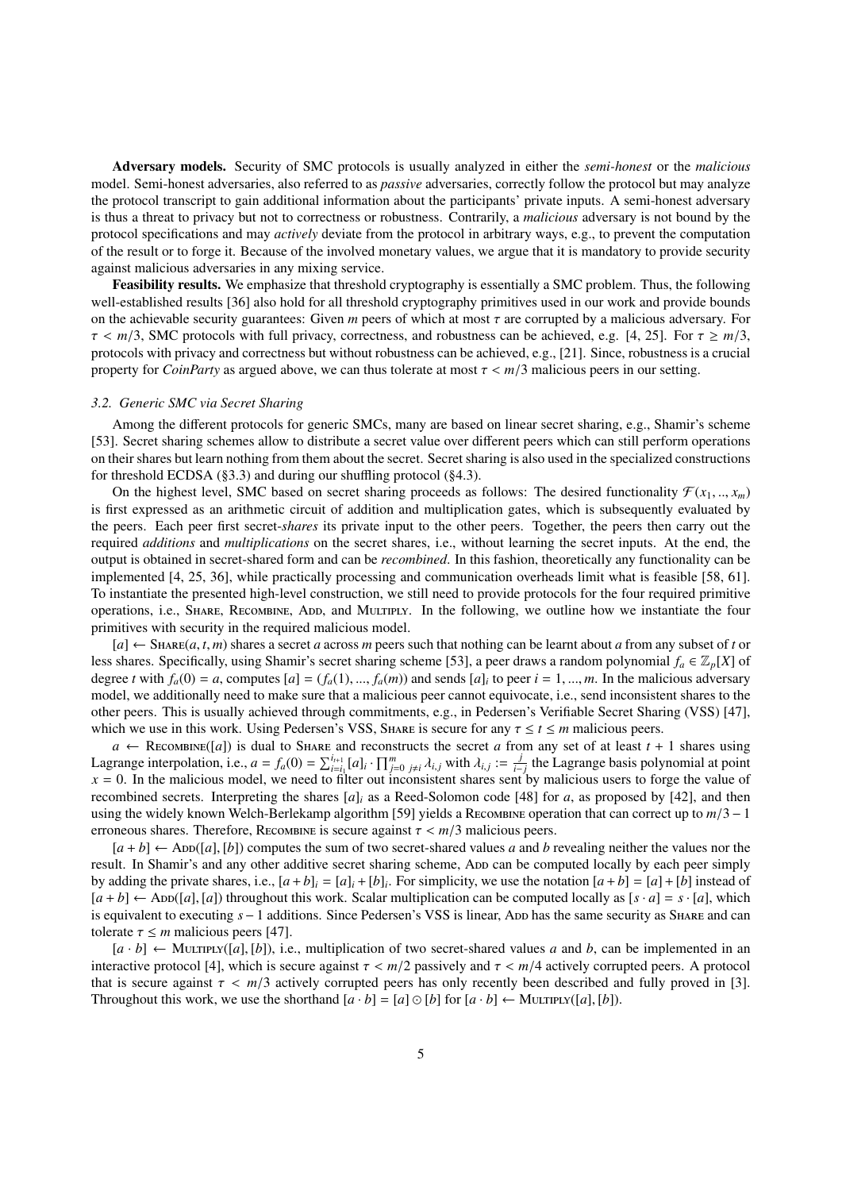**Adversary models.** Security of SMC protocols is usually analyzed in either the *semi-honest* or the *malicious* model. Semi-honest adversaries, also referred to as *passive* adversaries, correctly follow the protocol but may analyze the protocol transcript to gain additional information about the participants' private inputs. A semi-honest adversary is thus a threat to privacy but not to correctness or robustness. Contrarily, a *malicious* adversary is not bound by the protocol specifications and may *actively* deviate from the protocol in arbitrary ways, e.g., to prevent the computation of the result or to forge it. Because of the involved monetary values, we argue that it is mandatory to provide security against malicious adversaries in any mixing service.

**Feasibility results.** We emphasize that threshold cryptography is essentially a SMC problem. Thus, the following well-established results [36] also hold for all threshold cryptography primitives used in our work and provide bounds on the achievable security guarantees: Given $m$ peers of which at most $\tau$ are corrupted by a malicious adversary. For $\tau < m/3$, SMC protocols with full privacy, correctness, and robustness can be achieved, e.g. [4, 25]. For $\tau \geq m/3$, protocols with privacy and correctness but without robustness can be achieved, e.g., [21]. Since, robustness is a crucial property for *CoinParty* as argued above, we can thus tolerate at most $\tau < m/3$ malicious peers in our setting.

### *3.2. Generic SMC via Secret Sharing*

Among the different protocols for generic SMCs, many are based on linear secret sharing, e.g., Shamir's scheme [53]. Secret sharing schemes allow to distribute a secret value over different peers which can still perform operations on their shares but learn nothing from them about the secret. Secret sharing is also used in the specialized constructions for threshold ECDSA (§3.3) and during our shuffling protocol (§4.3).

On the highest level, SMC based on secret sharing proceeds as follows: The desired functionality $\mathcal{F}(x_1, .., x_m)$ is first expressed as an arithmetic circuit of addition and multiplication gates, which is subsequently evaluated by the peers. Each peer first secret-*shares* its private input to the other peers. Together, the peers then carry out the required *additions* and *multiplications* on the secret shares, i.e., without learning the secret inputs. At the end, the output is obtained in secret-shared form and can be *recombined*. In this fashion, theoretically any functionality can be implemented [4, 25, 36], while practically processing and communication overheads limit what is feasible [58, 61]. To instantiate the presented high-level construction, we still need to provide protocols for the four required primitive operations, i.e., Share, Recombine, Add, and Multiply. In the following, we outline how we instantiate the four primitives with security in the required malicious model.

$[a] \leftarrow$ Share$(a, t, m)$ shares a secret $a$ across $m$ peers such that nothing can be learnt about $a$ from any subset of $t$ or less shares. Specifically, using Shamir's secret sharing scheme [53], a peer draws a random polynomial $f_a \in \mathbb{Z}_p[X]$ of degree $t$ with $f_a(0) = a$, computes $[a] = (f_a(1), ..., f_a(m))$ and sends $[a]_i$ to peer $i = 1, ..., m$. In the malicious adversary model, we additionally need to make sure that a malicious peer cannot equivocate, i.e., send inconsistent shares to the other peers. This is usually achieved through commitments, e.g., in Pedersen's Verifiable Secret Sharing (VSS) [47], which we use in this work. Using Pedersen's VSS, Share is secure for any $\tau \leq t \leq m$ malicious peers.

$a \leftarrow$ Recombine$([a])$ is dual to Share and reconstructs the secret $a$ from any set of at least $t + 1$ shares using Lagrange interpolation, i.e., $a = f_a(0) = \sum_{i=i_1}^{i_{t+1}} [a]_i \cdot \prod_{j=0\ j \neq i}^{m} \lambda_{i,j}$ with $\lambda_{i,j} := \frac{j}{i-j}$ the Lagrange basis polynomial at point $x = 0$. In the malicious model, we need to filter out inconsistent shares sent by malicious users to forge the value of recombined secrets. Interpreting the shares $[a]_i$ as a Reed-Solomon code [48] for $a$, as proposed by [42], and then using the widely known Welch-Berlekamp algorithm [59] yields a Recombine operation that can correct up to $m/3 - 1$ erroneous shares. Therefore, Recombine is secure against $\tau < m/3$ malicious peers.

$[a + b] \leftarrow$ Add$([a], [b])$ computes the sum of two secret-shared values $a$ and $b$ revealing neither the values nor the result. In Shamir's and any other additive secret sharing scheme, Add can be computed locally by each peer simply by adding the private shares, i.e., $[a + b]_i = [a]_i + [b]_i$. For simplicity, we use the notation $[a + b] = [a] + [b]$ instead of $[a + b] \leftarrow$ Add$([a], [a])$ throughout this work. Scalar multiplication can be computed locally as $[s \cdot a] = s \cdot [a]$, which is equivalent to executing $s - 1$ additions. Since Pedersen's VSS is linear, Add has the same security as Share and can tolerate $\tau \leq m$ malicious peers [47].

$[a \cdot b] \leftarrow$ Multiply$([a], [b])$, i.e., multiplication of two secret-shared values $a$ and $b$, can be implemented in an interactive protocol [4], which is secure against $\tau < m/2$ passively and $\tau < m/4$ actively corrupted peers. A protocol that is secure against $\tau < m/3$ actively corrupted peers has only recently been described and fully proved in [3]. Throughout this work, we use the shorthand $[a \cdot b] = [a] \odot [b]$ for $[a \cdot b] \leftarrow$ Multiply$([a], [b])$.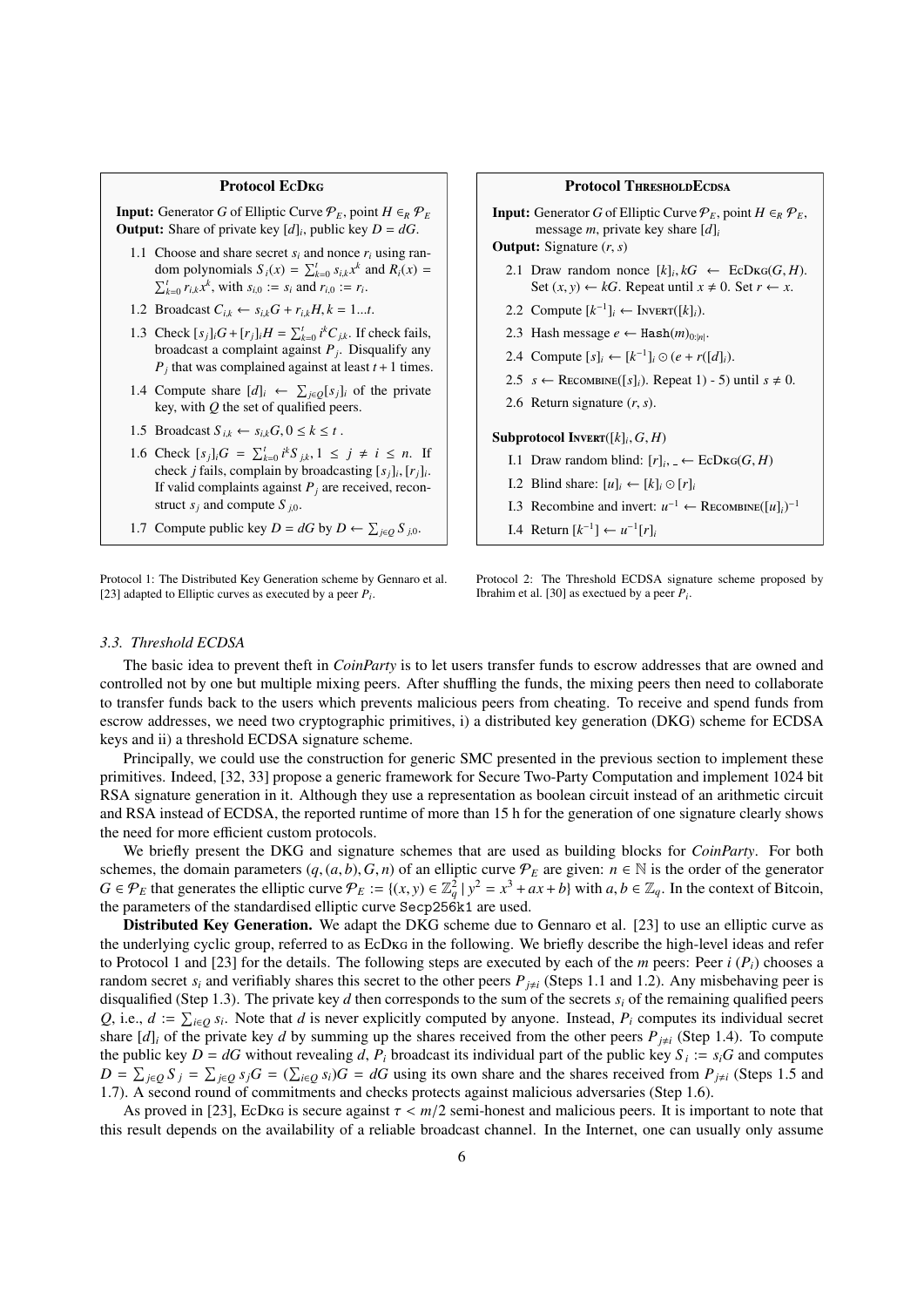**Protocol EcDkg**

**Input:** Generator $G$ of Elliptic Curve $\mathcal{P}_E$, point $H \in_R \mathcal{P}_E$
**Output:** Share of private key $[d]_i$, public key $D = dG$.

1.1 Choose and share secret $s_i$ and nonce $r_i$ using random polynomials $S_i(x) = \sum_{k=0}^{t} s_{i,k}x^k$ and $R_i(x) = \sum_{k=0}^{t} r_{i,k}x^k$, with $s_{i,0} := s_i$ and $r_{i,0} := r_i$.

1.2 Broadcast $C_{i,k} \leftarrow s_{i,k}G + r_{i,k}H, k = 1...t$.

1.3 Check $[s_j]_i G + [r_j]_i H = \sum_{k=0}^{t} i^k C_{j,k}$. If check fails, broadcast a complaint against $P_j$. Disqualify any $P_j$ that was complained against at least $t+1$ times.

1.4 Compute share $[d]_i \leftarrow \sum_{j \in Q} [s_j]_i$ of the private key, with $Q$ the set of qualified peers.

1.5 Broadcast $S_{i,k} \leftarrow s_{i,k}G, 0 \leq k \leq t$ .

1.6 Check $[s_j]_i G = \sum_{k=0}^{t} i^k S_{j,k}, 1 \leq j \neq i \leq n$. If check $j$ fails, complain by broadcasting $[s_j]_i, [r_j]_i$. If valid complaints against $P_j$ are received, reconstruct $s_j$ and compute $S_{j,0}$.

1.7 Compute public key $D = dG$ by $D \leftarrow \sum_{j \in Q} S_{j,0}$.

Protocol 1: The Distributed Key Generation scheme by Gennaro et al. [23] adapted to Elliptic curves as executed by a peer $P_i$.

**Protocol ThresholdEcdsa**

**Input:** Generator $G$ of Elliptic Curve $\mathcal{P}_E$, point $H \in_R \mathcal{P}_E$, message $m$, private key share $[d]_i$
**Output:** Signature $(r, s)$

2.1 Draw random nonce $[k]_i, kG \leftarrow$ EcDkg$(G, H)$. Set $(x, y) \leftarrow kG$. Repeat until $x \neq 0$. Set $r \leftarrow x$.

2.2 Compute $[k^{-1}]_i \leftarrow$ Invert$([k]_i)$.

2.3 Hash message $e \leftarrow \texttt{Hash}(m)_{0:|n|}$.

2.4 Compute $[s]_i \leftarrow [k^{-1}]_i \odot (e + r([d]_i)$.

2.5 $s \leftarrow$ Recombine$([s]_i)$. Repeat 1) - 5) until $s \neq 0$.

2.6 Return signature $(r, s)$.

**Subprotocol Invert**$([k]_i, G, H)$

I.1 Draw random blind: $[r]_i, \_ \leftarrow$ EcDkg$(G, H)$

I.2 Blind share: $[u]_i \leftarrow [k]_i \odot [r]_i$

I.3 Recombine and invert: $u^{-1} \leftarrow$ Recombine$([u]_i)^{-1}$

I.4 Return $[k^{-1}] \leftarrow u^{-1}[r]_i$

Protocol 2: The Threshold ECDSA signature scheme proposed by Ibrahim et al. [30] as exectued by a peer $P_i$.

### *3.3. Threshold ECDSA*

The basic idea to prevent theft in *CoinParty* is to let users transfer funds to escrow addresses that are owned and controlled not by one but multiple mixing peers. After shuffling the funds, the mixing peers then need to collaborate to transfer funds back to the users which prevents malicious peers from cheating. To receive and spend funds from escrow addresses, we need two cryptographic primitives, i) a distributed key generation (DKG) scheme for ECDSA keys and ii) a threshold ECDSA signature scheme.

Principally, we could use the construction for generic SMC presented in the previous section to implement these primitives. Indeed, [32, 33] propose a generic framework for Secure Two-Party Computation and implement 1024 bit RSA signature generation in it. Although they use a representation as boolean circuit instead of an arithmetic circuit and RSA instead of ECDSA, the reported runtime of more than 15 h for the generation of one signature clearly shows the need for more efficient custom protocols.

We briefly present the DKG and signature schemes that are used as building blocks for *CoinParty*. For both schemes, the domain parameters $(q, (a, b), G, n)$ of an elliptic curve $\mathcal{P}_E$ are given: $n \in \mathbb{N}$ is the order of the generator $G \in \mathcal{P}_E$ that generates the elliptic curve $\mathcal{P}_E := \{(x, y) \in \mathbb{Z}_q^2 \mid y^2 = x^3 + ax + b\}$ with $a, b \in \mathbb{Z}_q$. In the context of Bitcoin, the parameters of the standardised elliptic curve `Secp256k1` are used.

**Distributed Key Generation.** We adapt the DKG scheme due to Gennaro et al. [23] to use an elliptic curve as the underlying cyclic group, referred to as EcDkg in the following. We briefly describe the high-level ideas and refer to Protocol 1 and [23] for the details. The following steps are executed by each of the $m$ peers: Peer $i$ ($P_i$) chooses a random secret $s_i$ and verifiably shares this secret to the other peers $P_{j \neq i}$ (Steps 1.1 and 1.2). Any misbehaving peer is disqualified (Step 1.3). The private key $d$ then corresponds to the sum of the secrets $s_i$ of the remaining qualified peers $Q$, i.e., $d := \sum_{i \in Q} s_i$. Note that $d$ is never explicitly computed by anyone. Instead, $P_i$ computes its individual secret share $[d]_i$ of the private key $d$ by summing up the shares received from the other peers $P_{j \neq i}$ (Step 1.4). To compute the public key $D = dG$ without revealing $d$, $P_i$ broadcast its individual part of the public key $S_i := s_i G$ and computes $D = \sum_{j \in Q} S_j = \sum_{j \in Q} s_j G = (\sum_{i \in Q} s_i)G = dG$ using its own share and the shares received from $P_{j \neq i}$ (Steps 1.5 and 1.7). A second round of commitments and checks protects against malicious adversaries (Step 1.6).

As proved in [23], EcDkg is secure against $\tau < m/2$ semi-honest and malicious peers. It is important to note that this result depends on the availability of a reliable broadcast channel. In the Internet, one can usually only assume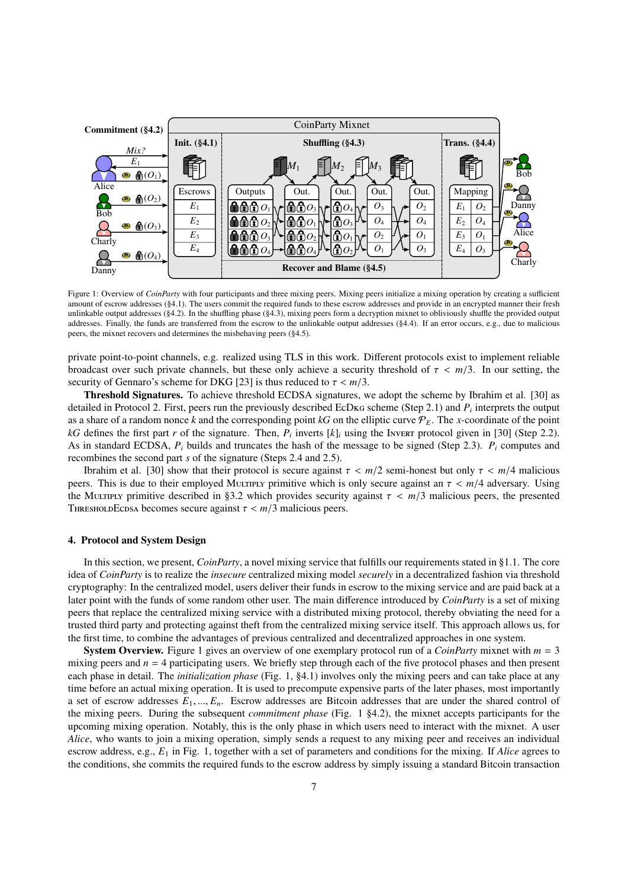Figure 1: Overview of *CoinParty* with four participants and three mixing peers. Mixing peers initialize a mixing operation by creating a sufficient amount of escrow addresses (§4.1). The users commit the required funds to these escrow addresses and provide in an encrypted manner their fresh unlinkable output addresses (§4.2). In the shuffling phase (§4.3), mixing peers form a decryption mixnet to obliviously shuffle the provided output addresses. Finally, the funds are transferred from the escrow to the unlinkable output addresses (§4.4). If an error occurs, e.g., due to malicious peers, the mixnet recovers and determines the misbehaving peers (§4.5).

private point-to-point channels, e.g. realized using TLS in this work. Different protocols exist to implement reliable broadcast over such private channels, but these only achieve a security threshold of $\tau < m/3$. In our setting, the security of Gennaro's scheme for DKG [23] is thus reduced to $\tau < m/3$.

**Threshold Signatures.** To achieve threshold ECDSA signatures, we adopt the scheme by Ibrahim et al. [30] as detailed in Protocol 2. First, peers run the previously described EcDkg scheme (Step 2.1) and $P_i$ interprets the output as a share of a random nonce $k$ and the corresponding point $kG$ on the elliptic curve $\mathcal{P}_E$. The $x$-coordinate of the point $kG$ defines the first part $r$ of the signature. Then, $P_i$ inverts $[k]_i$ using the Invert protocol given in [30] (Step 2.2). As in standard ECDSA, $P_i$ builds and truncates the hash of the message to be signed (Step 2.3). $P_i$ computes and recombines the second part $s$ of the signature (Steps 2.4 and 2.5).

Ibrahim et al. [30] show that their protocol is secure against $\tau < m/2$ semi-honest but only $\tau < m/4$ malicious peers. This is due to their employed Multiply primitive which is only secure against an $\tau < m/4$ adversary. Using the Multiply primitive described in §3.2 which provides security against $\tau < m/3$ malicious peers, the presented ThresholdEcdsa becomes secure against $\tau < m/3$ malicious peers.

## 4. Protocol and System Design

In this section, we present, *CoinParty*, a novel mixing service that fulfills our requirements stated in §1.1. The core idea of *CoinParty* is to realize the *insecure* centralized mixing model *securely* in a decentralized fashion via threshold cryptography: In the centralized model, users deliver their funds in escrow to the mixing service and are paid back at a later point with the funds of some random other user. The main difference introduced by *CoinParty* is a set of mixing peers that replace the centralized mixing service with a distributed mixing protocol, thereby obviating the need for a trusted third party and protecting against theft from the centralized mixing service itself. This approach allows us, for the first time, to combine the advantages of previous centralized and decentralized approaches in one system.

**System Overview.** Figure 1 gives an overview of one exemplary protocol run of a *CoinParty* mixnet with $m = 3$ mixing peers and $n = 4$ participating users. We briefly step through each of the five protocol phases and then present each phase in detail. The *initialization phase* (Fig. 1, §4.1) involves only the mixing peers and can take place at any time before an actual mixing operation. It is used to precompute expensive parts of the later phases, most importantly a set of escrow addresses $E_1, ..., E_n$. Escrow addresses are Bitcoin addresses that are under the shared control of the mixing peers. During the subsequent *commitment phase* (Fig. 1 §4.2), the mixnet accepts participants for the upcoming mixing operation. Notably, this is the only phase in which users need to interact with the mixnet. A user *Alice*, who wants to join a mixing operation, simply sends a request to any mixing peer and receives an individual escrow address, e.g., $E_1$ in Fig. 1, together with a set of parameters and conditions for the mixing. If *Alice* agrees to the conditions, she commits the required funds to the escrow address by simply issuing a standard Bitcoin transaction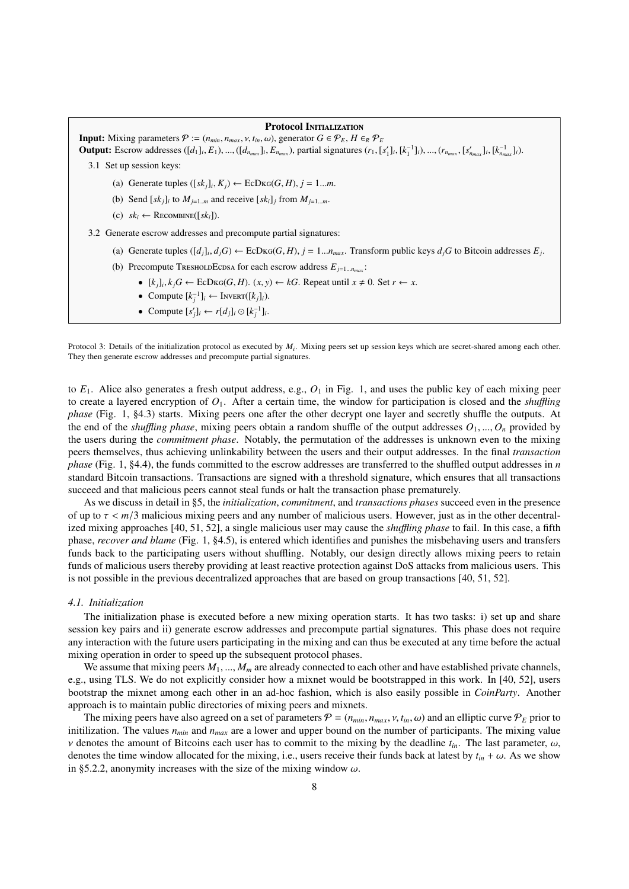**Protocol Initialization**

**Input:** Mixing parameters $\mathcal{P} := (n_{min}, n_{max}, v, t_{in}, \omega)$, generator $G \in \mathcal{P}_E$, $H \in_R \mathcal{P}_E$

**Output:** Escrow addresses $([d_1]_i, E_1), ..., ([d_{n_{max}}]_i, E_{n_{max}})$, partial signatures $(r_1, [s'_1]_i, [k_1^{-1}]_i), ..., (r_{n_{max}}, [s'_{n_{max}}]_i, [k_{n_{max}}^{-1}]_i)$.

3.1 Set up session keys:

  (a) Generate tuples $([sk_j]_i, K_j) \leftarrow \text{EcDkg}(G, H)$, $j = 1...m$.

  (b) Send $[sk_j]_i$ to $M_{j=1..m}$ and receive $[sk_i]_j$ from $M_{j=1...m}$.

  (c) $sk_i \leftarrow \text{Recombine}([sk_i])$.

3.2 Generate escrow addresses and precompute partial signatures:

  (a) Generate tuples $([d_j]_i, d_jG) \leftarrow \text{EcDkg}(G, H)$, $j = 1...n_{max}$. Transform public keys $d_jG$ to Bitcoin addresses $E_j$.

  (b) Precompute TresholdEcdsa for each escrow address $E_{j=1...n_{max}}$:

   - $[k_j]_i, k_jG \leftarrow \text{EcDkg}(G, H)$. $(x, y) \leftarrow kG$. Repeat until $x \neq 0$. Set $r \leftarrow x$.
   - Compute $[k_j^{-1}]_i \leftarrow \text{Invert}([k_j]_i)$.
   - Compute $[s'_j]_i \leftarrow r[d_j]_i \odot [k_j^{-1}]_i$.

Protocol 3: Details of the initialization protocol as executed by $M_i$. Mixing peers set up session keys which are secret-shared among each other. They then generate escrow addresses and precompute partial signatures.

to $E_1$. Alice also generates a fresh output address, e.g., $O_1$ in Fig. 1, and uses the public key of each mixing peer to create a layered encryption of $O_1$. After a certain time, the window for participation is closed and the *shuffling phase* (Fig. 1, §4.3) starts. Mixing peers one after the other decrypt one layer and secretly shuffle the outputs. At the end of the *shuffling phase*, mixing peers obtain a random shuffle of the output addresses $O_1, ..., O_n$ provided by the users during the *commitment phase*. Notably, the permutation of the addresses is unknown even to the mixing peers themselves, thus achieving unlinkability between the users and their output addresses. In the final *transaction phase* (Fig. 1, §4.4), the funds committed to the escrow addresses are transferred to the shuffled output addresses in $n$ standard Bitcoin transactions. Transactions are signed with a threshold signature, which ensures that all transactions succeed and that malicious peers cannot steal funds or halt the transaction phase prematurely.

As we discuss in detail in §5, the *initialization*, *commitment*, and *transactions phases* succeed even in the presence of up to $\tau < m/3$ malicious mixing peers and any number of malicious users. However, just as in the other decentralized mixing approaches [40, 51, 52], a single malicious user may cause the *shuffling phase* to fail. In this case, a fifth phase, *recover and blame* (Fig. 1, §4.5), is entered which identifies and punishes the misbehaving users and transfers funds back to the participating users without shuffling. Notably, our design directly allows mixing peers to retain funds of malicious users thereby providing at least reactive protection against DoS attacks from malicious users. This is not possible in the previous decentralized approaches that are based on group transactions [40, 51, 52].

### 4.1. Initialization

The initialization phase is executed before a new mixing operation starts. It has two tasks: i) set up and share session key pairs and ii) generate escrow addresses and precompute partial signatures. This phase does not require any interaction with the future users participating in the mixing and can thus be executed at any time before the actual mixing operation in order to speed up the subsequent protocol phases.

We assume that mixing peers $M_1, ..., M_m$ are already connected to each other and have established private channels, e.g., using TLS. We do not explicitly consider how a mixnet would be bootstrapped in this work. In [40, 52], users bootstrap the mixnet among each other in an ad-hoc fashion, which is also easily possible in *CoinParty*. Another approach is to maintain public directories of mixing peers and mixnets.

The mixing peers have also agreed on a set of parameters $\mathcal{P} = (n_{min}, n_{max}, v, t_{in}, \omega)$ and an elliptic curve $\mathcal{P}_E$ prior to initilization. The values $n_{min}$ and $n_{max}$ are a lower and upper bound on the number of participants. The mixing value $v$ denotes the amount of Bitcoins each user has to commit to the mixing by the deadline $t_{in}$. The last parameter, $\omega$, denotes the time window allocated for the mixing, i.e., users receive their funds back at latest by $t_{in} + \omega$. As we show in §5.2.2, anonymity increases with the size of the mixing window $\omega$.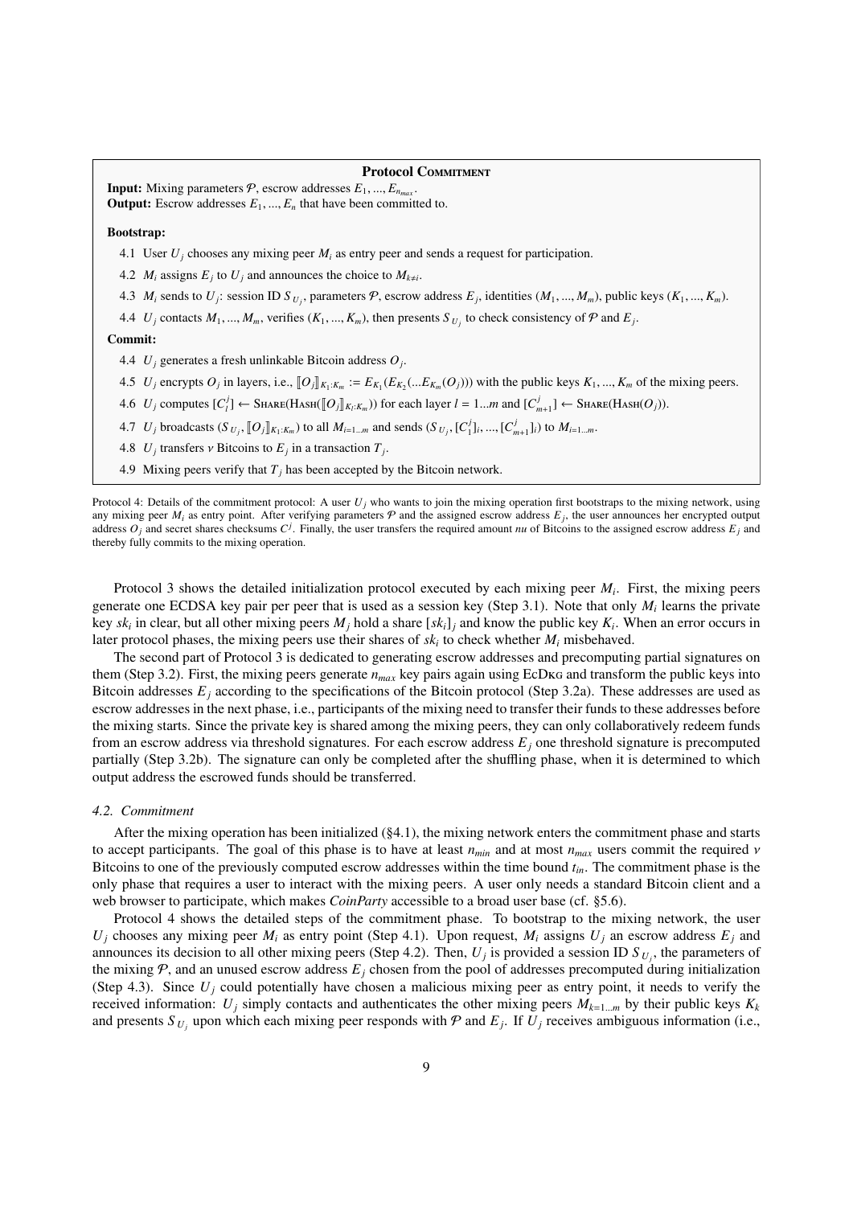**Protocol Commitment**

**Input:** Mixing parameters $\mathcal{P}$, escrow addresses $E_1, ..., E_{n_{max}}$.
**Output:** Escrow addresses $E_1, ..., E_n$ that have been committed to.

**Bootstrap:**

4.1 User $U_j$ chooses any mixing peer $M_i$ as entry peer and sends a request for participation.

4.2 $M_i$ assigns $E_j$ to $U_j$ and announces the choice to $M_{k \neq i}$.

4.3 $M_i$ sends to $U_j$: session ID $S_{U_j}$, parameters $\mathcal{P}$, escrow address $E_j$, identities $(M_1, ..., M_m)$, public keys $(K_1, ..., K_m)$.

4.4 $U_j$ contacts $M_1, ..., M_m$, verifies $(K_1, ..., K_m)$, then presents $S_{U_j}$ to check consistency of $\mathcal{P}$ and $E_j$.

**Commit:**

4.4 $U_j$ generates a fresh unlinkable Bitcoin address $O_j$.

4.5 $U_j$ encrypts $O_j$ in layers, i.e., $[\![O_j]\!]_{K_1:K_m} := E_{K_1}(E_{K_2}(...E_{K_m}(O_j)))$ with the public keys $K_1, ..., K_m$ of the mixing peers.

4.6 $U_j$ computes $[C_l^j] \leftarrow \text{Share}(\text{Hash}([\![O_j]\!]_{K_l:K_m}))$ for each layer $l = 1...m$ and $[C_{m+1}^j] \leftarrow \text{Share}(\text{Hash}(O_j))$.

4.7 $U_j$ broadcasts $(S_{U_j}, [\![O_j]\!]_{K_1:K_m})$ to all $M_{i=1...m}$ and sends $(S_{U_j}, [C_1^j]_i, ..., [C_{m+1}^j]_i)$ to $M_{i=1...m}$.

4.8 $U_j$ transfers $\nu$ Bitcoins to $E_j$ in a transaction $T_j$.

4.9 Mixing peers verify that $T_j$ has been accepted by the Bitcoin network.

Protocol 4: Details of the commitment protocol: A user $U_j$ who wants to join the mixing operation first bootstraps to the mixing network, using any mixing peer $M_i$ as entry point. After verifying parameters $\mathcal{P}$ and the assigned escrow address $E_j$, the user announces her encrypted output address $O_j$ and secret shares checksums $C^j$. Finally, the user transfers the required amount $nu$ of Bitcoins to the assigned escrow address $E_j$ and thereby fully commits to the mixing operation.

Protocol 3 shows the detailed initialization protocol executed by each mixing peer $M_i$. First, the mixing peers generate one ECDSA key pair per peer that is used as a session key (Step 3.1). Note that only $M_i$ learns the private key $sk_i$ in clear, but all other mixing peers $M_j$ hold a share $[sk_i]_j$ and know the public key $K_i$. When an error occurs in later protocol phases, the mixing peers use their shares of $sk_i$ to check whether $M_i$ misbehaved.

The second part of Protocol 3 is dedicated to generating escrow addresses and precomputing partial signatures on them (Step 3.2). First, the mixing peers generate $n_{max}$ key pairs again using EcDkg and transform the public keys into Bitcoin addresses $E_j$ according to the specifications of the Bitcoin protocol (Step 3.2a). These addresses are used as escrow addresses in the next phase, i.e., participants of the mixing need to transfer their funds to these addresses before the mixing starts. Since the private key is shared among the mixing peers, they can only collaboratively redeem funds from an escrow address via threshold signatures. For each escrow address $E_j$ one threshold signature is precomputed partially (Step 3.2b). The signature can only be completed after the shuffling phase, when it is determined to which output address the escrowed funds should be transferred.

### *4.2. Commitment*

After the mixing operation has been initialized (§4.1), the mixing network enters the commitment phase and starts to accept participants. The goal of this phase is to have at least $n_{min}$ and at most $n_{max}$ users commit the required $\nu$ Bitcoins to one of the previously computed escrow addresses within the time bound $t_{in}$. The commitment phase is the only phase that requires a user to interact with the mixing peers. A user only needs a standard Bitcoin client and a web browser to participate, which makes *CoinParty* accessible to a broad user base (cf. §5.6).

Protocol 4 shows the detailed steps of the commitment phase. To bootstrap to the mixing network, the user $U_j$ chooses any mixing peer $M_i$ as entry point (Step 4.1). Upon request, $M_i$ assigns $U_j$ an escrow address $E_j$ and announces its decision to all other mixing peers (Step 4.2). Then, $U_j$ is provided a session ID $S_{U_j}$, the parameters of the mixing $\mathcal{P}$, and an unused escrow address $E_j$ chosen from the pool of addresses precomputed during initialization (Step 4.3). Since $U_j$ could potentially have chosen a malicious mixing peer as entry point, it needs to verify the received information: $U_j$ simply contacts and authenticates the other mixing peers $M_{k=1...m}$ by their public keys $K_k$ and presents $S_{U_j}$ upon which each mixing peer responds with $\mathcal{P}$ and $E_j$. If $U_j$ receives ambiguous information (i.e.,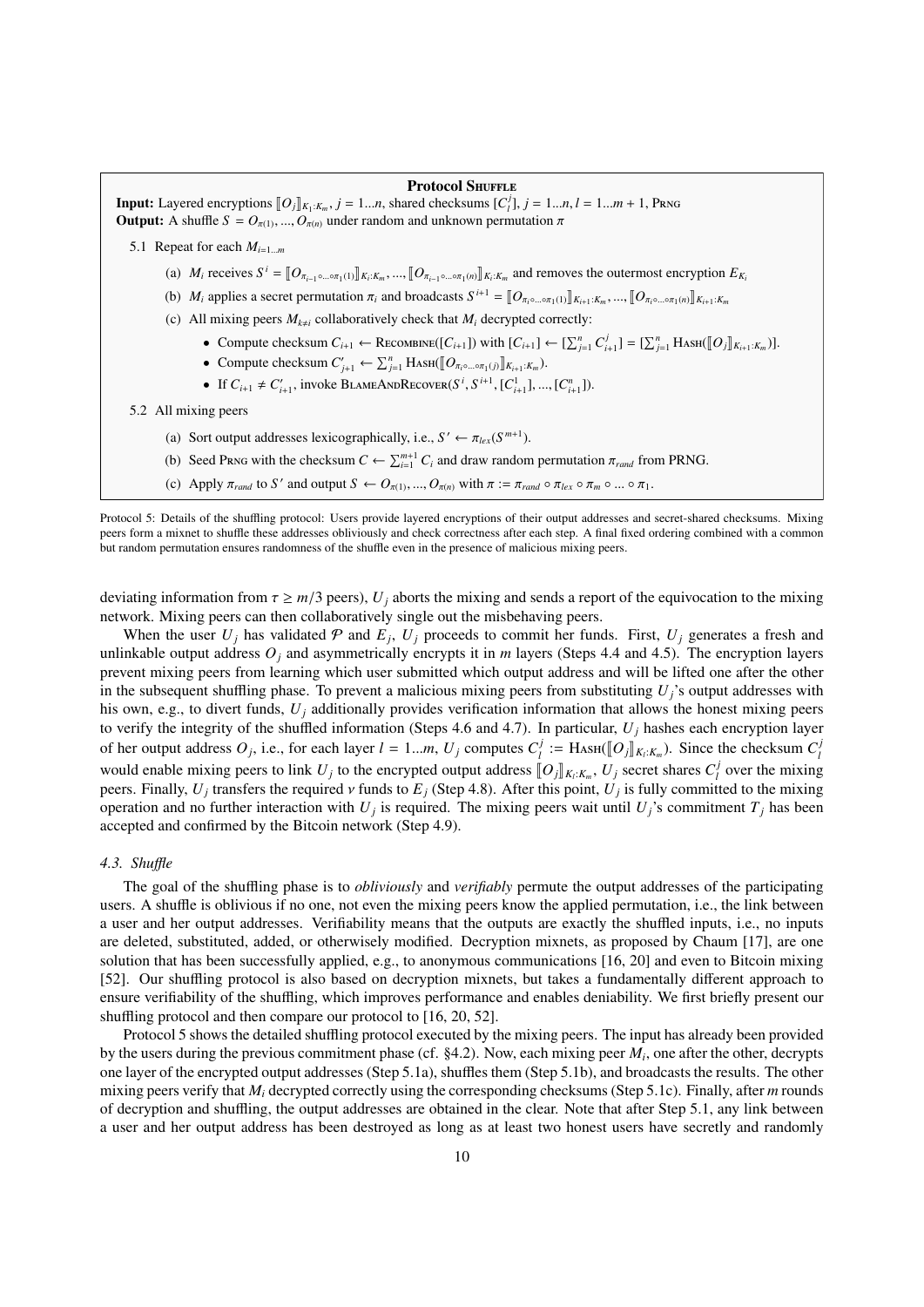**Protocol Shuffle**

**Input:** Layered encryptions $[\![O_j]\!]_{K_1:K_m}$, $j = 1...n$, shared checksums $[C_l^j]$, $j = 1...n, l = 1...m+1$, Prng

**Output:** A shuffle $S = O_{\pi(1)}, ..., O_{\pi(n)}$ under random and unknown permutation $\pi$

5.1 Repeat for each $M_{i=1...m}$

(a) $M_i$ receives $S^i = [\![O_{\pi_{i-1}\circ...\circ\pi_1(1)}]\!]_{K_i:K_m}, ..., [\![O_{\pi_{i-1}\circ...\circ\pi_1(n)}]\!]_{K_i:K_m}$ and removes the outermost encryption $E_{K_i}$

(b) $M_i$ applies a secret permutation $\pi_i$ and broadcasts $S^{i+1} = [\![O_{\pi_i\circ...\circ\pi_1(1)}]\!]_{K_{i+1}:K_m}, ..., [\![O_{\pi_i\circ...\circ\pi_1(n)}]\!]_{K_{i+1}:K_m}$

(c) All mixing peers $M_{k\neq i}$ collaboratively check that $M_i$ decrypted correctly:

- Compute checksum $C_{i+1} \leftarrow$ Recombine($[C_{i+1}]$) with $[C_{i+1}] \leftarrow [\sum_{j=1}^{n} C_{i+1}^j] = [\sum_{j=1}^{n} \text{Hash}([\![O_j]\!]_{K_{i+1}:K_m})]$.
- Compute checksum $C'_{j+1} \leftarrow \sum_{j=1}^{n} \text{Hash}([\![O_{\pi_i\circ...\circ\pi_1(j)}]\!]_{K_{i+1}:K_m})$.
- If $C_{i+1} \neq C'_{i+1}$, invoke BlameAndRecover($S^i, S^{i+1}, [C_{i+1}^1], ..., [C_{i+1}^n]$).

5.2 All mixing peers

(a) Sort output addresses lexicographically, i.e., $S' \leftarrow \pi_{lex}(S^{m+1})$.

(b) Seed Prng with the checksum $C \leftarrow \sum_{i=1}^{m+1} C_i$ and draw random permutation $\pi_{rand}$ from PRNG.

(c) Apply $\pi_{rand}$ to $S'$ and output $S \leftarrow O_{\pi(1)}, ..., O_{\pi(n)}$ with $\pi := \pi_{rand} \circ \pi_{lex} \circ \pi_m \circ ... \circ \pi_1$.

Protocol 5: Details of the shuffling protocol: Users provide layered encryptions of their output addresses and secret-shared checksums. Mixing peers form a mixnet to shuffle these addresses obliviously and check correctness after each step. A final fixed ordering combined with a common but random permutation ensures randomness of the shuffle even in the presence of malicious mixing peers.

deviating information from $\tau \geq m/3$ peers), $U_j$ aborts the mixing and sends a report of the equivocation to the mixing network. Mixing peers can then collaboratively single out the misbehaving peers.

When the user $U_j$ has validated $\mathcal{P}$ and $E_j$, $U_j$ proceeds to commit her funds. First, $U_j$ generates a fresh and unlinkable output address $O_j$ and asymmetrically encrypts it in $m$ layers (Steps 4.4 and 4.5). The encryption layers prevent mixing peers from learning which user submitted which output address and will be lifted one after the other in the subsequent shuffling phase. To prevent a malicious mixing peers from substituting $U_j$'s output addresses with his own, e.g., to divert funds, $U_j$ additionally provides verification information that allows the honest mixing peers to verify the integrity of the shuffled information (Steps 4.6 and 4.7). In particular, $U_j$ hashes each encryption layer of her output address $O_j$, i.e., for each layer $l = 1...m$, $U_j$ computes $C_l^j := \text{Hash}([\![O_j]\!]_{K_l:K_m})$. Since the checksum $C_l^j$ would enable mixing peers to link $U_j$ to the encrypted output address $[\![O_j]\!]_{K_l:K_m}$, $U_j$ secret shares $C_l^j$ over the mixing peers. Finally, $U_j$ transfers the required $v$ funds to $E_j$ (Step 4.8). After this point, $U_j$ is fully committed to the mixing operation and no further interaction with $U_j$ is required. The mixing peers wait until $U_j$'s commitment $T_j$ has been accepted and confirmed by the Bitcoin network (Step 4.9).

### 4.3. Shuffle

The goal of the shuffling phase is to *obliviously* and *verifiably* permute the output addresses of the participating users. A shuffle is oblivious if no one, not even the mixing peers know the applied permutation, i.e., the link between a user and her output addresses. Verifiability means that the outputs are exactly the shuffled inputs, i.e., no inputs are deleted, substituted, added, or otherwise modified. Decryption mixnets, as proposed by Chaum [17], are one solution that has been successfully applied, e.g., to anonymous communications [16, 20] and even to Bitcoin mixing [52]. Our shuffling protocol is also based on decryption mixnets, but takes a fundamentally different approach to ensure verifiability of the shuffling, which improves performance and enables deniability. We first briefly present our shuffling protocol and then compare our protocol to [16, 20, 52].

Protocol 5 shows the detailed shuffling protocol executed by the mixing peers. The input has already been provided by the users during the previous commitment phase (cf. §4.2). Now, each mixing peer $M_i$, one after the other, decrypts one layer of the encrypted output addresses (Step 5.1a), shuffles them (Step 5.1b), and broadcasts the results. The other mixing peers verify that $M_i$ decrypted correctly using the corresponding checksums (Step 5.1c). Finally, after $m$ rounds of decryption and shuffling, the output addresses are obtained in the clear. Note that after Step 5.1, any link between a user and her output address has been destroyed as long as at least two honest users have secretly and randomly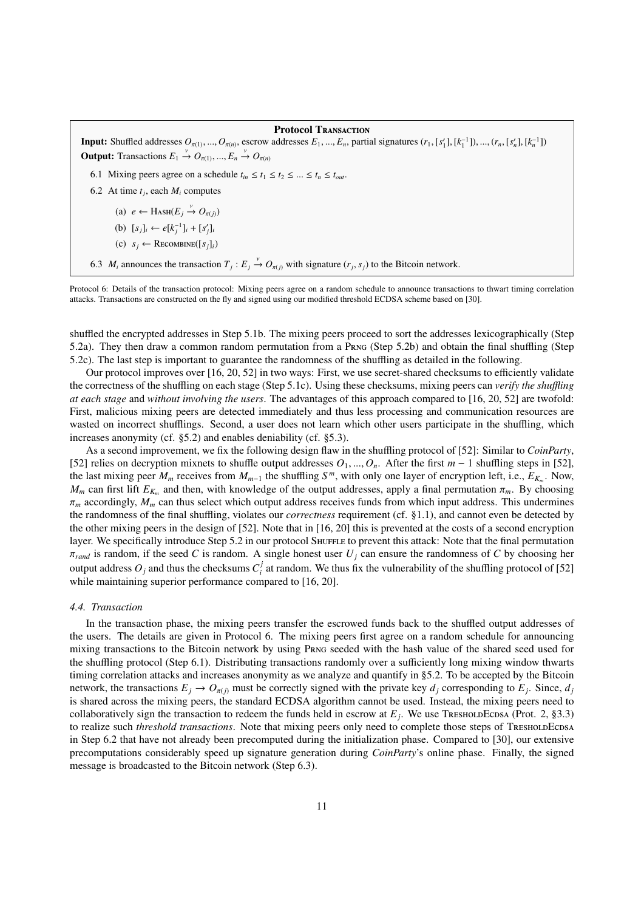**Protocol Transaction**

**Input:** Shuffled addresses $O_{\pi(1)}, ..., O_{\pi(n)}$, escrow addresses $E_1, ..., E_n$, partial signatures $(r_1, [s'_1], [k_1^{-1}]), ..., (r_n, [s'_n], [k_n^{-1}])$

**Output:** Transactions $E_1 \xrightarrow{v} O_{\pi(1)}, ..., E_n \xrightarrow{v} O_{\pi(n)}$

6.1 Mixing peers agree on a schedule $t_{in} \leq t_1 \leq t_2 \leq ... \leq t_n \leq t_{out}$.

6.2 At time $t_j$, each $M_i$ computes

   (a) $e \leftarrow \text{Hash}(E_j \xrightarrow{v} O_{\pi(j)})$

   (b) $[s_j]_i \leftarrow e[k_j^{-1}]_i + [s'_j]_i$

   (c) $s_j \leftarrow \text{Recombine}([s_j]_i)$

6.3 $M_i$ announces the transaction $T_j : E_j \xrightarrow{v} O_{\pi(j)}$ with signature $(r_j, s_j)$ to the Bitcoin network.

Protocol 6: Details of the transaction protocol: Mixing peers agree on a random schedule to announce transactions to thwart timing correlation attacks. Transactions are constructed on the fly and signed using our modified threshold ECDSA scheme based on [30].

shuffled the encrypted addresses in Step 5.1b. The mixing peers proceed to sort the addresses lexicographically (Step 5.2a). They then draw a common random permutation from a Prng (Step 5.2b) and obtain the final shuffling (Step 5.2c). The last step is important to guarantee the randomness of the shuffling as detailed in the following.

Our protocol improves over [16, 20, 52] in two ways: First, we use secret-shared checksums to efficiently validate the correctness of the shuffling on each stage (Step 5.1c). Using these checksums, mixing peers can *verify the shuffling at each stage* and *without involving the users*. The advantages of this approach compared to [16, 20, 52] are twofold: First, malicious mixing peers are detected immediately and thus less processing and communication resources are wasted on incorrect shufflings. Second, a user does not learn which other users participate in the shuffling, which increases anonymity (cf. §5.2) and enables deniability (cf. §5.3).

As a second improvement, we fix the following design flaw in the shuffling protocol of [52]: Similar to *CoinParty*, [52] relies on decryption mixnets to shuffle output addresses $O_1, ..., O_n$. After the first $m-1$ shuffling steps in [52], the last mixing peer $M_m$ receives from $M_{m-1}$ the shuffling $S^m$, with only one layer of encryption left, i.e., $E_{K_m}$. Now, $M_m$ can first lift $E_{K_m}$ and then, with knowledge of the output addresses, apply a final permutation $\pi_m$. By choosing $\pi_m$ accordingly, $M_m$ can thus select which output address receives funds from which input address. This undermines the randomness of the final shuffling, violates our *correctness* requirement (cf. §1.1), and cannot even be detected by the other mixing peers in the design of [52]. Note that in [16, 20] this is prevented at the costs of a second encryption layer. We specifically introduce Step 5.2 in our protocol Shuffle to prevent this attack: Note that the final permutation $\pi_{rand}$ is random, if the seed $C$ is random. A single honest user $U_j$ can ensure the randomness of $C$ by choosing her output address $O_j$ and thus the checksums $C_i^j$ at random. We thus fix the vulnerability of the shuffling protocol of [52] while maintaining superior performance compared to [16, 20].

### 4.4. Transaction

In the transaction phase, the mixing peers transfer the escrowed funds back to the shuffled output addresses of the users. The details are given in Protocol 6. The mixing peers first agree on a random schedule for announcing mixing transactions to the Bitcoin network by using Prng seeded with the hash value of the shared seed used for the shuffling protocol (Step 6.1). Distributing transactions randomly over a sufficiently long mixing window thwarts timing correlation attacks and increases anonymity as we analyze and quantify in §5.2. To be accepted by the Bitcoin network, the transactions $E_j \rightarrow O_{\pi(j)}$ must be correctly signed with the private key $d_j$ corresponding to $E_j$. Since, $d_j$ is shared across the mixing peers, the standard ECDSA algorithm cannot be used. Instead, the mixing peers need to collaboratively sign the transaction to redeem the funds held in escrow at $E_j$. We use TresholdEcdsa (Prot. 2, §3.3) to realize such *threshold transactions*. Note that mixing peers only need to complete those steps of TresholdEcdsa in Step 6.2 that have not already been precomputed during the initialization phase. Compared to [30], our extensive precomputations considerably speed up signature generation during *CoinParty*'s online phase. Finally, the signed message is broadcasted to the Bitcoin network (Step 6.3).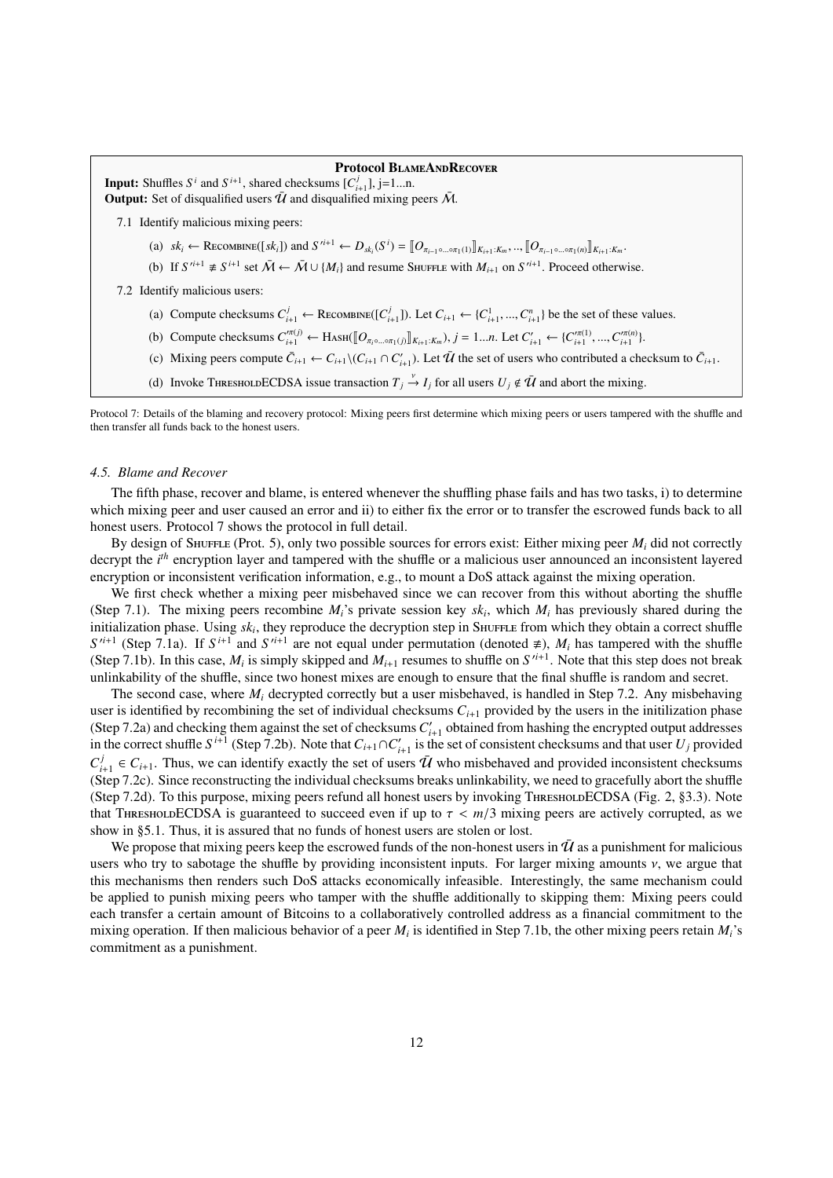**Protocol BlameAndRecover**

**Input:** Shuffles $S^i$ and $S^{i+1}$, shared checksums $[C^j_{i+1}]$, j=1...n.
**Output:** Set of disqualified users $\bar{\mathcal{U}}$ and disqualified mixing peers $\bar{\mathcal{M}}$.

7.1 Identify malicious mixing peers:

(a) $sk_i \leftarrow$ Recombine($[sk_i]$) and $S'^{i+1} \leftarrow D_{sk_i}(S^i) = [\![O_{\pi_{i-1}\circ...\circ\pi_1(1)}]\!]_{K_{i+1}:K_m}, ..., [\![O_{\pi_{i-1}\circ...\circ\pi_1(n)}]\!]_{K_{i+1}:K_m}$.

(b) If $S'^{i+1} \not\equiv S^{i+1}$ set $\bar{\mathcal{M}} \leftarrow \bar{\mathcal{M}} \cup \{M_i\}$ and resume Shuffle with $M_{i+1}$ on $S'^{i+1}$. Proceed otherwise.

7.2 Identify malicious users:

(a) Compute checksums $C^j_{i+1} \leftarrow$ Recombine($[C^j_{i+1}]$). Let $C_{i+1} \leftarrow \{C^1_{i+1}, ..., C^n_{i+1}\}$ be the set of these values.

(b) Compute checksums $C'^{\pi(j)}_{i+1} \leftarrow$ Hash($[\![O_{\pi_i\circ...\circ\pi_1(j)}]\!]_{K_{i+1}:K_m}$), $j = 1...n$. Let $C'_{i+1} \leftarrow \{C'^{\pi(1)}_{i+1}, ..., C'^{\pi(n)}_{i+1}\}$.

(c) Mixing peers compute $\bar{C}_{i+1} \leftarrow C_{i+1} \backslash (C_{i+1} \cap C'_{i+1})$. Let $\bar{\mathcal{U}}$ the set of users who contributed a checksum to $\bar{C}_{i+1}$.

(d) Invoke ThresholdECDSA issue transaction $T_j \xrightarrow{v} I_j$ for all users $U_j \notin \bar{\mathcal{U}}$ and abort the mixing.

Protocol 7: Details of the blaming and recovery protocol: Mixing peers first determine which mixing peers or users tampered with the shuffle and then transfer all funds back to the honest users.

### 4.5. Blame and Recover

The fifth phase, recover and blame, is entered whenever the shuffling phase fails and has two tasks, i) to determine which mixing peer and user caused an error and ii) to either fix the error or to transfer the escrowed funds back to all honest users. Protocol 7 shows the protocol in full detail.

By design of Shuffle (Prot. 5), only two possible sources for errors exist: Either mixing peer $M_i$ did not correctly decrypt the $i^{th}$ encryption layer and tampered with the shuffle or a malicious user announced an inconsistent layered encryption or inconsistent verification information, e.g., to mount a DoS attack against the mixing operation.

We first check whether a mixing peer misbehaved since we can recover from this without aborting the shuffle (Step 7.1). The mixing peers recombine $M_i$'s private session key $sk_i$, which $M_i$ has previously shared during the initialization phase. Using $sk_i$, they reproduce the decryption step in Shuffle from which they obtain a correct shuffle $S'^{i+1}$ (Step 7.1a). If $S^{i+1}$ and $S'^{i+1}$ are not equal under permutation (denoted $\not\equiv$), $M_i$ has tampered with the shuffle (Step 7.1b). In this case, $M_i$ is simply skipped and $M_{i+1}$ resumes to shuffle on $S'^{i+1}$. Note that this step does not break unlinkability of the shuffle, since two honest mixes are enough to ensure that the final shuffle is random and secret.

The second case, where $M_i$ decrypted correctly but a user misbehaved, is handled in Step 7.2. Any misbehaving user is identified by recombining the set of individual checksums $C_{i+1}$ provided by the users in the initilization phase (Step 7.2a) and checking them against the set of checksums $C'_{i+1}$ obtained from hashing the encrypted output addresses in the correct shuffle $S^{i+1}$ (Step 7.2b). Note that $C_{i+1} \cap C'_{i+1}$ is the set of consistent checksums and that user $U_j$ provided $C^j_{i+1} \in C_{i+1}$. Thus, we can identify exactly the set of users $\bar{\mathcal{U}}$ who misbehaved and provided inconsistent checksums (Step 7.2c). Since reconstructing the individual checksums breaks unlinkability, we need to gracefully abort the shuffle (Step 7.2d). To this purpose, mixing peers refund all honest users by invoking ThresholdECDSA (Fig. 2, §3.3). Note that ThresholdECDSA is guaranteed to succeed even if up to $\tau < m/3$ mixing peers are actively corrupted, as we show in §5.1. Thus, it is assured that no funds of honest users are stolen or lost.

We propose that mixing peers keep the escrowed funds of the non-honest users in $\bar{\mathcal{U}}$ as a punishment for malicious users who try to sabotage the shuffle by providing inconsistent inputs. For larger mixing amounts $v$, we argue that this mechanisms then renders such DoS attacks economically infeasible. Interestingly, the same mechanism could be applied to punish mixing peers who tamper with the shuffle additionally to skipping them: Mixing peers could each transfer a certain amount of Bitcoins to a collaboratively controlled address as a financial commitment to the mixing operation. If then malicious behavior of a peer $M_i$ is identified in Step 7.1b, the other mixing peers retain $M_i$'s commitment as a punishment.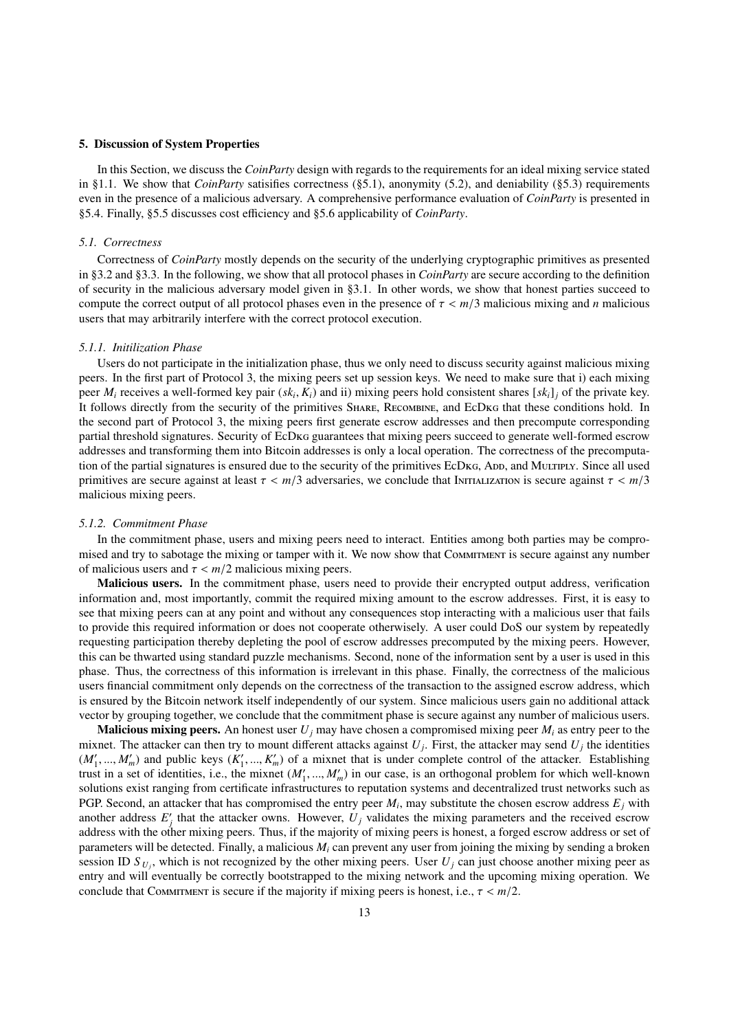## 5. Discussion of System Properties

In this Section, we discuss the *CoinParty* design with regards to the requirements for an ideal mixing service stated in §1.1. We show that *CoinParty* satisifies correctness (§5.1), anonymity (5.2), and deniability (§5.3) requirements even in the presence of a malicious adversary. A comprehensive performance evaluation of *CoinParty* is presented in §5.4. Finally, §5.5 discusses cost efficiency and §5.6 applicability of *CoinParty*.

### 5.1. Correctness

Correctness of *CoinParty* mostly depends on the security of the underlying cryptographic primitives as presented in §3.2 and §3.3. In the following, we show that all protocol phases in *CoinParty* are secure according to the definition of security in the malicious adversary model given in §3.1. In other words, we show that honest parties succeed to compute the correct output of all protocol phases even in the presence of $\tau < m/3$ malicious mixing and $n$ malicious users that may arbitrarily interfere with the correct protocol execution.

#### 5.1.1. Initilization Phase

Users do not participate in the initialization phase, thus we only need to discuss security against malicious mixing peers. In the first part of Protocol 3, the mixing peers set up session keys. We need to make sure that i) each mixing peer $M_i$ receives a well-formed key pair $(sk_i, K_i)$ and ii) mixing peers hold consistent shares $[sk_i]_j$ of the private key. It follows directly from the security of the primitives Share, Recombine, and EcDkg that these conditions hold. In the second part of Protocol 3, the mixing peers first generate escrow addresses and then precompute corresponding partial threshold signatures. Security of EcDkg guarantees that mixing peers succeed to generate well-formed escrow addresses and transforming them into Bitcoin addresses is only a local operation. The correctness of the precomputation of the partial signatures is ensured due to the security of the primitives EcDkg, Add, and Multiply. Since all used primitives are secure against at least $\tau < m/3$ adversaries, we conclude that Initialization is secure against $\tau < m/3$ malicious mixing peers.

#### 5.1.2. Commitment Phase

In the commitment phase, users and mixing peers need to interact. Entities among both parties may be compromised and try to sabotage the mixing or tamper with it. We now show that Commitment is secure against any number of malicious users and $\tau < m/2$ malicious mixing peers.

**Malicious users.** In the commitment phase, users need to provide their encrypted output address, verification information and, most importantly, commit the required mixing amount to the escrow addresses. First, it is easy to see that mixing peers can at any point and without any consequences stop interacting with a malicious user that fails to provide this required information or does not cooperate otherwisely. A user could DoS our system by repeatedly requesting participation thereby depleting the pool of escrow addresses precomputed by the mixing peers. However, this can be thwarted using standard puzzle mechanisms. Second, none of the information sent by a user is used in this phase. Thus, the correctness of this information is irrelevant in this phase. Finally, the correctness of the malicious users financial commitment only depends on the correctness of the transaction to the assigned escrow address, which is ensured by the Bitcoin network itself independently of our system. Since malicious users gain no additional attack vector by grouping together, we conclude that the commitment phase is secure against any number of malicious users.

**Malicious mixing peers.** An honest user $U_j$ may have chosen a compromised mixing peer $M_i$ as entry peer to the mixnet. The attacker can then try to mount different attacks against $U_j$. First, the attacker may send $U_j$ the identities $(M'_1, ..., M'_m)$ and public keys $(K'_1, ..., K'_m)$ of a mixnet that is under complete control of the attacker. Establishing trust in a set of identities, i.e., the mixnet $(M'_1, ..., M'_m)$ in our case, is an orthogonal problem for which well-known solutions exist ranging from certificate infrastructures to reputation systems and decentralized trust networks such as PGP. Second, an attacker that has compromised the entry peer $M_i$, may substitute the chosen escrow address $E_j$ with another address $E'_j$ that the attacker owns. However, $U_j$ validates the mixing parameters and the received escrow address with the other mixing peers. Thus, if the majority of mixing peers is honest, a forged escrow address or set of parameters will be detected. Finally, a malicious $M_i$ can prevent any user from joining the mixing by sending a broken session ID $S_{U_j}$, which is not recognized by the other mixing peers. User $U_j$ can just choose another mixing peer as entry and will eventually be correctly bootstrapped to the mixing network and the upcoming mixing operation. We conclude that Commitment is secure if the majority if mixing peers is honest, i.e., $\tau < m/2$.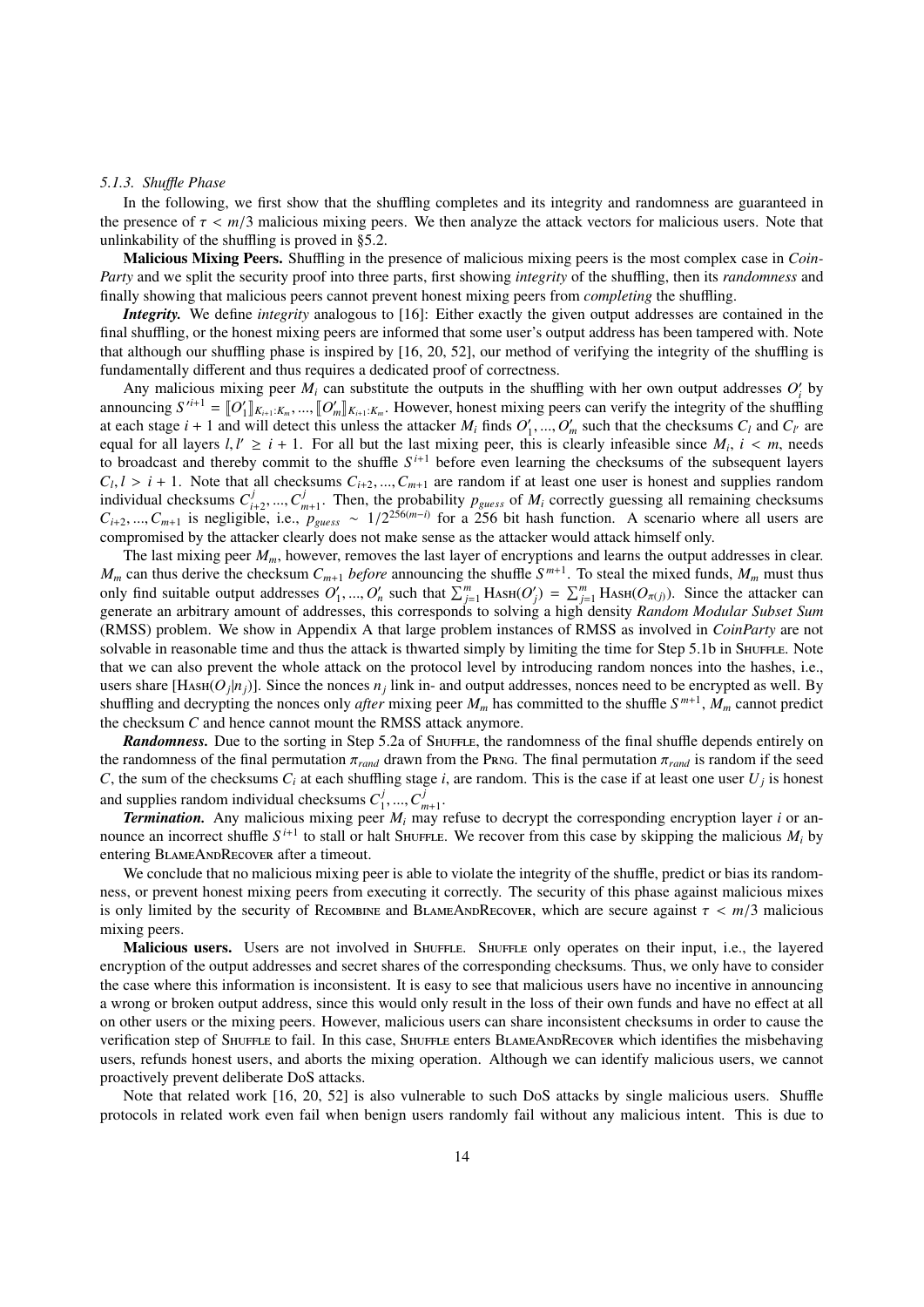#### 5.1.3. Shuffle Phase

In the following, we first show that the shuffling completes and its integrity and randomness are guaranteed in the presence of $\tau < m/3$ malicious mixing peers. We then analyze the attack vectors for malicious users. Note that unlinkability of the shuffling is proved in §5.2.

**Malicious Mixing Peers.** Shuffling in the presence of malicious mixing peers is the most complex case in *CoinParty* and we split the security proof into three parts, first showing *integrity* of the shuffling, then its *randomness* and finally showing that malicious peers cannot prevent honest mixing peers from *completing* the shuffling.

***Integrity.*** We define *integrity* analogous to [16]: Either exactly the given output addresses are contained in the final shuffling, or the honest mixing peers are informed that some user's output address has been tampered with. Note that although our shuffling phase is inspired by [16, 20, 52], our method of verifying the integrity of the shuffling is fundamentally different and thus requires a dedicated proof of correctness.

Any malicious mixing peer $M_i$ can substitute the outputs in the shuffling with her own output addresses $O'_i$ by announcing $S'^{i+1} = [\![O'_1]\!]_{K_{i+1}:K_m}, ..., [\![O'_m]\!]_{K_{i+1}:K_m}$. However, honest mixing peers can verify the integrity of the shuffling at each stage $i+1$ and will detect this unless the attacker $M_i$ finds $O'_1, ..., O'_m$ such that the checksums $C_l$ and $C_{l'}$ are equal for all layers $l, l' \geq i+1$. For all but the last mixing peer, this is clearly infeasible since $M_i$, $i < m$, needs to broadcast and thereby commit to the shuffle $S^{i+1}$ before even learning the checksums of the subsequent layers $C_l, l > i+1$. Note that all checksums $C_{i+2}, ..., C_{m+1}$ are random if at least one user is honest and supplies random individual checksums $C^j_{i+2}, ..., C^j_{m+1}$. Then, the probability $p_{guess}$ of $M_i$ correctly guessing all remaining checksums $C_{i+2}, ..., C_{m+1}$ is negligible, i.e., $p_{guess} \sim 1/2^{256(m-i)}$ for a 256 bit hash function. A scenario where all users are compromised by the attacker clearly does not make sense as the attacker would attack himself only.

The last mixing peer $M_m$, however, removes the last layer of encryptions and learns the output addresses in clear. $M_m$ can thus derive the checksum $C_{m+1}$ *before* announcing the shuffle $S^{m+1}$. To steal the mixed funds, $M_m$ must thus only find suitable output addresses $O'_1, ..., O'_n$ such that $\sum_{j=1}^{m} \text{Hash}(O'_j) = \sum_{j=1}^{m} \text{Hash}(O_{\pi(j)})$. Since the attacker can generate an arbitrary amount of addresses, this corresponds to solving a high density *Random Modular Subset Sum* (RMSS) problem. We show in Appendix A that large problem instances of RMSS as involved in *CoinParty* are not solvable in reasonable time and thus the attack is thwarted simply by limiting the time for Step 5.1b in Shuffle. Note that we can also prevent the whole attack on the protocol level by introducing random nonces into the hashes, i.e., users share $[\text{Hash}(O_j|n_j)]$. Since the nonces $n_j$ link in- and output addresses, nonces need to be encrypted as well. By shuffling and decrypting the nonces only *after* mixing peer $M_m$ has committed to the shuffle $S^{m+1}$, $M_m$ cannot predict the checksum $C$ and hence cannot mount the RMSS attack anymore.

***Randomness.*** Due to the sorting in Step 5.2a of Shuffle, the randomness of the final shuffle depends entirely on the randomness of the final permutation $\pi_{rand}$ drawn from the Prng. The final permutation $\pi_{rand}$ is random if the seed $C$, the sum of the checksums $C_i$ at each shuffling stage $i$, are random. This is the case if at least one user $U_j$ is honest and supplies random individual checksums $C^j_1, ..., C^j_{m+1}$.

***Termination.*** Any malicious mixing peer $M_i$ may refuse to decrypt the corresponding encryption layer $i$ or announce an incorrect shuffle $S^{i+1}$ to stall or halt Shuffle. We recover from this case by skipping the malicious $M_i$ by entering BlameAndRecover after a timeout.

We conclude that no malicious mixing peer is able to violate the integrity of the shuffle, predict or bias its randomness, or prevent honest mixing peers from executing it correctly. The security of this phase against malicious mixes is only limited by the security of Recombine and BlameAndRecover, which are secure against $\tau < m/3$ malicious mixing peers.

**Malicious users.** Users are not involved in Shuffle. Shuffle only operates on their input, i.e., the layered encryption of the output addresses and secret shares of the corresponding checksums. Thus, we only have to consider the case where this information is inconsistent. It is easy to see that malicious users have no incentive in announcing a wrong or broken output address, since this would only result in the loss of their own funds and have no effect at all on other users or the mixing peers. However, malicious users can share inconsistent checksums in order to cause the verification step of Shuffle to fail. In this case, Shuffle enters BlameAndRecover which identifies the misbehaving users, refunds honest users, and aborts the mixing operation. Although we can identify malicious users, we cannot proactively prevent deliberate DoS attacks.

Note that related work [16, 20, 52] is also vulnerable to such DoS attacks by single malicious users. Shuffle protocols in related work even fail when benign users randomly fail without any malicious intent. This is due to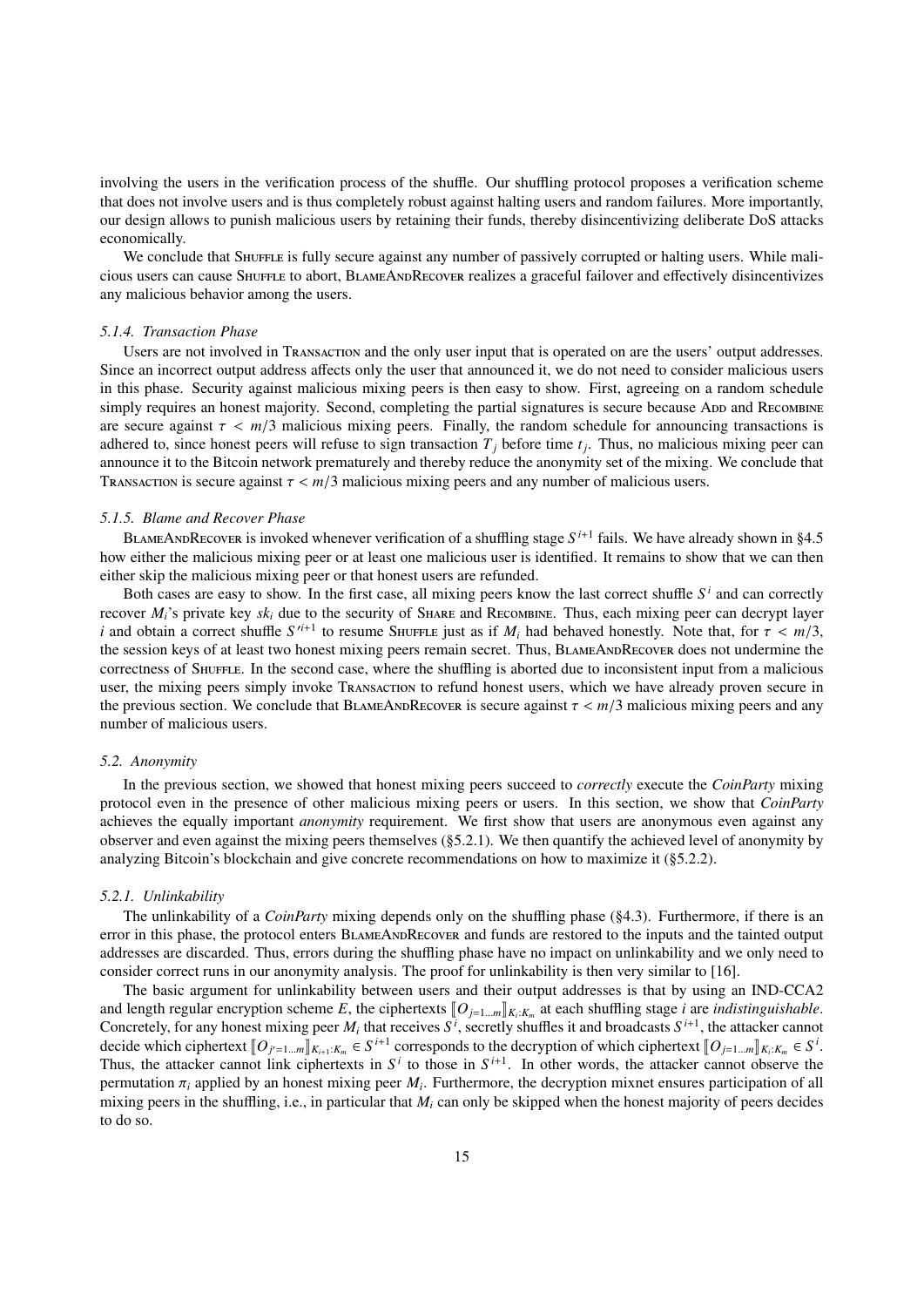involving the users in the verification process of the shuffle. Our shuffling protocol proposes a verification scheme that does not involve users and is thus completely robust against halting users and random failures. More importantly, our design allows to punish malicious users by retaining their funds, thereby disincentivizing deliberate DoS attacks economically.

We conclude that Shuffle is fully secure against any number of passively corrupted or halting users. While malicious users can cause Shuffle to abort, BlameAndRecover realizes a graceful failover and effectively disincentivizes any malicious behavior among the users.

#### *5.1.4. Transaction Phase*

Users are not involved in Transaction and the only user input that is operated on are the users' output addresses. Since an incorrect output address affects only the user that announced it, we do not need to consider malicious users in this phase. Security against malicious mixing peers is then easy to show. First, agreeing on a random schedule simply requires an honest majority. Second, completing the partial signatures is secure because Add and Recombine are secure against $\tau < m/3$ malicious mixing peers. Finally, the random schedule for announcing transactions is adhered to, since honest peers will refuse to sign transaction $T_j$ before time $t_j$. Thus, no malicious mixing peer can announce it to the Bitcoin network prematurely and thereby reduce the anonymity set of the mixing. We conclude that Transaction is secure against $\tau < m/3$ malicious mixing peers and any number of malicious users.

#### *5.1.5. Blame and Recover Phase*

BlameAndRecover is invoked whenever verification of a shuffling stage $S^{i+1}$ fails. We have already shown in §4.5 how either the malicious mixing peer or at least one malicious user is identified. It remains to show that we can then either skip the malicious mixing peer or that honest users are refunded.

Both cases are easy to show. In the first case, all mixing peers know the last correct shuffle $S^i$ and can correctly recover $M_i$'s private key $sk_i$ due to the security of Share and Recombine. Thus, each mixing peer can decrypt layer $i$ and obtain a correct shuffle $S'^{i+1}$ to resume Shuffle just as if $M_i$ had behaved honestly. Note that, for $\tau < m/3$, the session keys of at least two honest mixing peers remain secret. Thus, BlameAndRecover does not undermine the correctness of Shuffle. In the second case, where the shuffling is aborted due to inconsistent input from a malicious user, the mixing peers simply invoke Transaction to refund honest users, which we have already proven secure in the previous section. We conclude that BlameAndRecover is secure against $\tau < m/3$ malicious mixing peers and any number of malicious users.

### *5.2. Anonymity*

In the previous section, we showed that honest mixing peers succeed to *correctly* execute the *CoinParty* mixing protocol even in the presence of other malicious mixing peers or users. In this section, we show that *CoinParty* achieves the equally important *anonymity* requirement. We first show that users are anonymous even against any observer and even against the mixing peers themselves (§5.2.1). We then quantify the achieved level of anonymity by analyzing Bitcoin's blockchain and give concrete recommendations on how to maximize it (§5.2.2).

#### *5.2.1. Unlinkability*

The unlinkability of a *CoinParty* mixing depends only on the shuffling phase (§4.3). Furthermore, if there is an error in this phase, the protocol enters BlameAndRecover and funds are restored to the inputs and the tainted output addresses are discarded. Thus, errors during the shuffling phase have no impact on unlinkability and we only need to consider correct runs in our anonymity analysis. The proof for unlinkability is then very similar to [16].

The basic argument for unlinkability between users and their output addresses is that by using an IND-CCA2 and length regular encryption scheme $E$, the ciphertexts $[\![O_{j=1\ldots m}]\!]_{K_i:K_m}$ at each shuffling stage $i$ are *indistinguishable*. Concretely, for any honest mixing peer $M_i$ that receives $S^i$, secretly shuffles it and broadcasts $S^{i+1}$, the attacker cannot decide which ciphertext $[\![O_{j'=1\ldots m}]\!]_{K_{i+1}:K_m} \in S^{i+1}$ corresponds to the decryption of which ciphertext $[\![O_{j=1\ldots m}]\!]_{K_i:K_m} \in S^i$. Thus, the attacker cannot link ciphertexts in $S^i$ to those in $S^{i+1}$. In other words, the attacker cannot observe the permutation $\pi_i$ applied by an honest mixing peer $M_i$. Furthermore, the decryption mixnet ensures participation of all mixing peers in the shuffling, i.e., in particular that $M_i$ can only be skipped when the honest majority of peers decides to do so.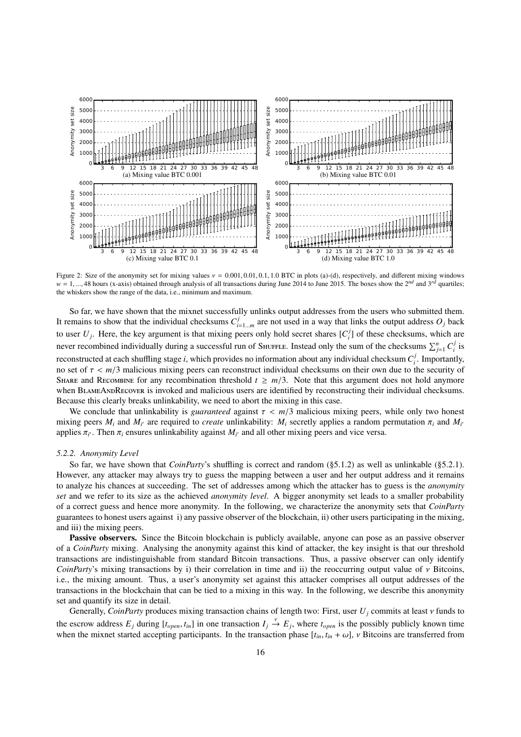Figure 2: Size of the anonymity set for mixing values $\nu = 0.001, 0.01, 0.1, 1.0$ BTC in plots (a)-(d), respectively, and different mixing windows $w = 1, ..., 48$ hours (x-axis) obtained through analysis of all transactions during June 2014 to June 2015. The boxes show the $2^{nd}$ and $3^{rd}$ quartiles; the whiskers show the range of the data, i.e., minimum and maximum.

So far, we have shown that the mixnet successfully unlinks output addresses from the users who submitted them. It remains to show that the individual checksums $C^j_{i=1...m}$ are not used in a way that links the output address $O_j$ back to user $U_j$. Here, the key argument is that mixing peers only hold secret shares $[C^j_i]$ of these checksums, which are never recombined individually during a successful run of Shuffle. Instead only the sum of the checksums $\sum_{j=1}^{n} C^j_i$ is reconstructed at each shuffling stage $i$, which provides no information about any individual checksum $C^j_i$. Importantly, no set of $\tau < m/3$ malicious mixing peers can reconstruct individual checksums on their own due to the security of Share and Recombine for any recombination threshold $t \geq m/3$. Note that this argument does not hold anymore when BlameAndRecover is invoked and malicious users are identified by reconstructing their individual checksums. Because this clearly breaks unlinkability, we need to abort the mixing in this case.

We conclude that unlinkability is *guaranteed* against $\tau < m/3$ malicious mixing peers, while only two honest mixing peers $M_i$ and $M_{i'}$ are required to *create* unlinkability: $M_i$ secretly applies a random permutation $\pi_i$ and $M_{i'}$ applies $\pi_{i'}$. Then $\pi_i$ ensures unlinkability against $M_{i'}$ and all other mixing peers and vice versa.

#### *5.2.2. Anonymity Level*

So far, we have shown that *CoinParty*'s shuffling is correct and random (§5.1.2) as well as unlinkable (§5.2.1). However, any attacker may always try to guess the mapping between a user and her output address and it remains to analyze his chances at succeeding. The set of addresses among which the attacker has to guess is the *anonymity set* and we refer to its size as the achieved *anonymity level*. A bigger anonymity set leads to a smaller probability of a correct guess and hence more anonymity. In the following, we characterize the anonymity sets that *CoinParty* guarantees to honest users against i) any passive observer of the blockchain, ii) other users participating in the mixing, and iii) the mixing peers.

**Passive observers.** Since the Bitcoin blockchain is publicly available, anyone can pose as an passive observer of a *CoinParty* mixing. Analysing the anonymity against this kind of attacker, the key insight is that our threshold transactions are indistinguishable from standard Bitcoin transactions. Thus, a passive observer can only identify *CoinParty*'s mixing transactions by i) their correlation in time and ii) the reoccurring output value of $\nu$ Bitcoins, i.e., the mixing amount. Thus, a user's anonymity set against this attacker comprises all output addresses of the transactions in the blockchain that can be tied to a mixing in this way. In the following, we describe this anonymity set and quantify its size in detail.

Generally, *CoinParty* produces mixing transaction chains of length two: First, user $U_j$ commits at least $\nu$ funds to the escrow address $E_j$ during $[t_{open}, t_{in}]$ in one transaction $I_j \xrightarrow{\nu} E_j$, where $t_{open}$ is the possibly publicly known time when the mixnet started accepting participants. In the transaction phase $[t_{in}, t_{in} + \omega]$, $\nu$ Bitcoins are transferred from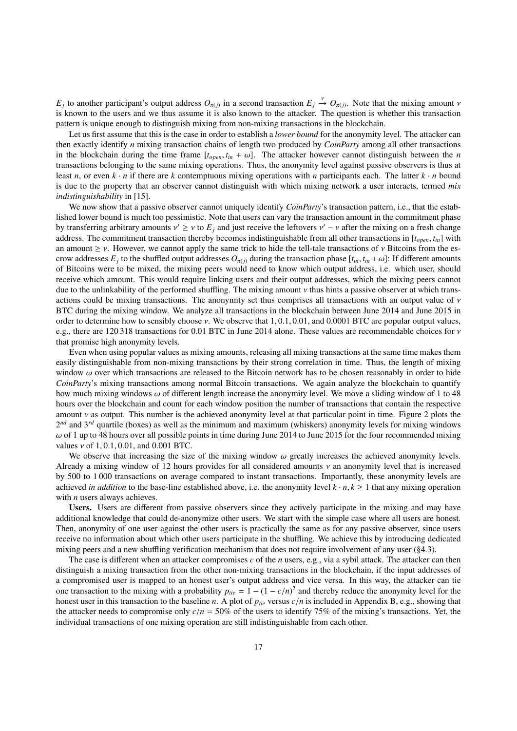$E_j$ to another participant's output address $O_{\pi(j)}$ in a second transaction $E_j \xrightarrow{v} O_{\pi(j)}$. Note that the mixing amount $v$ is known to the users and we thus assume it is also known to the attacker. The question is whether this transaction pattern is unique enough to distinguish mixing from non-mixing transactions in the blockchain.

Let us first assume that this is the case in order to establish a *lower bound* for the anonymity level. The attacker can then exactly identify $n$ mixing transaction chains of length two produced by *CoinParty* among all other transactions in the blockchain during the time frame $[t_{open}, t_{in} + \omega]$. The attacker however cannot distinguish between the $n$ transactions belonging to the same mixing operations. Thus, the anonymity level against passive observers is thus at least $n$, or even $k \cdot n$ if there are $k$ contemptuous mixing operations with $n$ participants each. The latter $k \cdot n$ bound is due to the property that an observer cannot distinguish with which mixing network a user interacts, termed *mix indistinguishability* in [15].

We now show that a passive observer cannot uniquely identify *CoinParty*'s transaction pattern, i.e., that the established lower bound is much too pessimistic. Note that users can vary the transaction amount in the commitment phase by transferring arbitrary amounts $v' \geq v$ to $E_j$ and just receive the leftovers $v' - v$ after the mixing on a fresh change address. The commitment transaction thereby becomes indistinguishable from all other transactions in $[t_{open}, t_{in}]$ with an amount $\geq v$. However, we cannot apply the same trick to hide the tell-tale transactions of $v$ Bitcoins from the escrow addresses $E_j$ to the shuffled output addresses $O_{\pi(j)}$ during the transaction phase $[t_{in}, t_{in} + \omega]$: If different amounts of Bitcoins were to be mixed, the mixing peers would need to know which output address, i.e. which user, should receive which amount. This would require linking users and their output addresses, which the mixing peers cannot due to the unlinkability of the performed shuffling. The mixing amount $v$ thus hints a passive observer at which transactions could be mixing transactions. The anonymity set thus comprises all transactions with an output value of $v$ BTC during the mixing window. We analyze all transactions in the blockchain between June 2014 and June 2015 in order to determine how to sensibly choose $v$. We observe that 1, 0.1, 0.01, and 0.0001 BTC are popular output values, e.g., there are 120 318 transactions for 0.01 BTC in June 2014 alone. These values are recommendable choices for $v$ that promise high anonymity levels.

Even when using popular values as mixing amounts, releasing all mixing transactions at the same time makes them easily distinguishable from non-mixing transactions by their strong correlation in time. Thus, the length of mixing window $\omega$ over which transactions are released to the Bitcoin network has to be chosen reasonably in order to hide *CoinParty*'s mixing transactions among normal Bitcoin transactions. We again analyze the blockchain to quantify how much mixing windows $\omega$ of different length increase the anonymity level. We move a sliding window of 1 to 48 hours over the blockchain and count for each window position the number of transactions that contain the respective amount $v$ as output. This number is the achieved anonymity level at that particular point in time. Figure 2 plots the $2^{nd}$ and $3^{rd}$ quartile (boxes) as well as the minimum and maximum (whiskers) anonymity levels for mixing windows $\omega$ of 1 up to 48 hours over all possible points in time during June 2014 to June 2015 for the four recommended mixing values $v$ of 1, 0.1, 0.01, and 0.001 BTC.

We observe that increasing the size of the mixing window $\omega$ greatly increases the achieved anonymity levels. Already a mixing window of 12 hours provides for all considered amounts $v$ an anonymity level that is increased by 500 to 1 000 transactions on average compared to instant transactions. Importantly, these anonymity levels are achieved *in addition* to the base-line established above, i.e. the anonymity level $k \cdot n, k \geq 1$ that any mixing operation with $n$ users always achieves.

**Users.** Users are different from passive observers since they actively participate in the mixing and may have additional knowledge that could de-anonymize other users. We start with the simple case where all users are honest. Then, anonymity of one user against the other users is practically the same as for any passive observer, since users receive no information about which other users participate in the shuffling. We achieve this by introducing dedicated mixing peers and a new shuffling verification mechanism that does not require involvement of any user (§4.3).

The case is different when an attacker compromises $c$ of the $n$ users, e.g., via a sybil attack. The attacker can then distinguish a mixing transaction from the other non-mixing transactions in the blockchain, if the input addresses of a compromised user is mapped to an honest user's output address and vice versa. In this way, the attacker can tie one transaction to the mixing with a probability $p_{tie} = 1 - (1 - c/n)^2$ and thereby reduce the anonymity level for the honest user in this transaction to the baseline $n$. A plot of $p_{tie}$ versus $c/n$ is included in Appendix B, e.g., showing that the attacker needs to compromise only $c/n = 50\%$ of the users to identify 75% of the mixing's transactions. Yet, the individual transactions of one mixing operation are still indistinguishable from each other.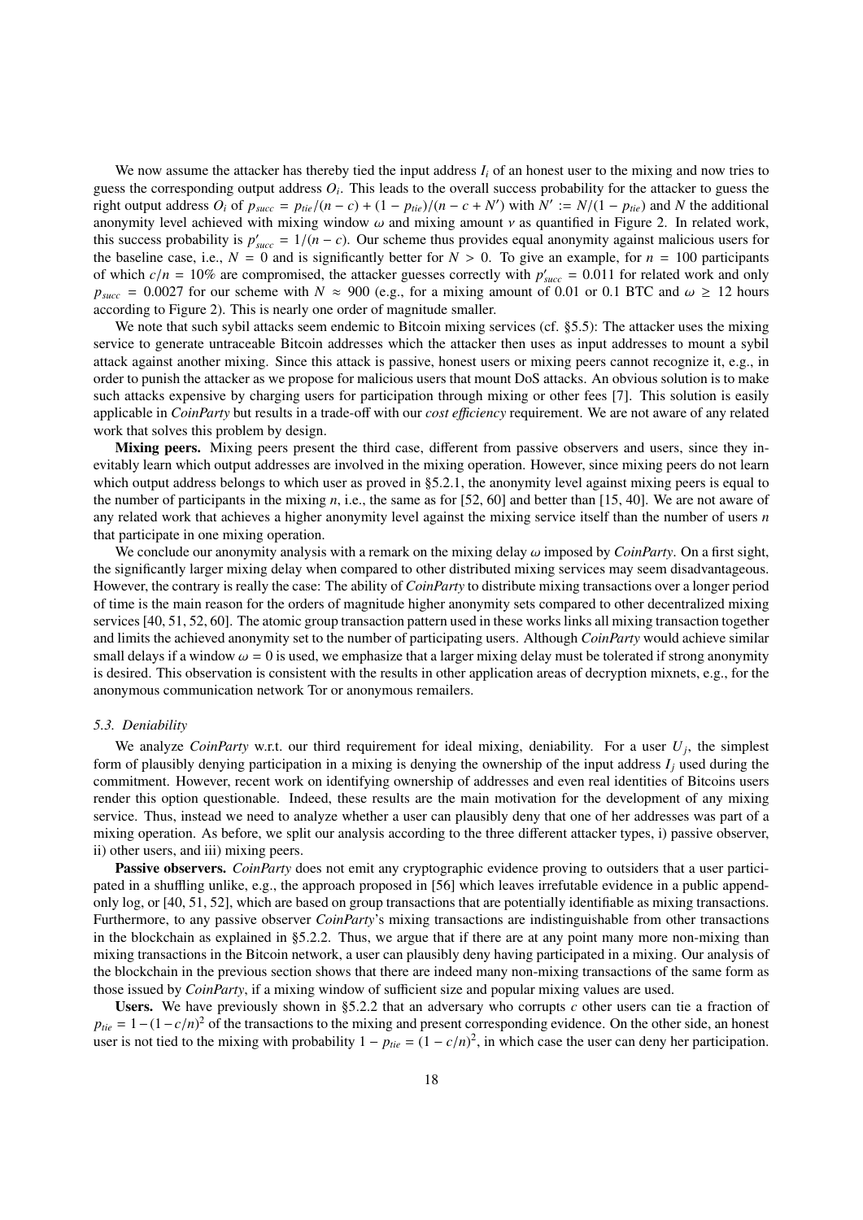We now assume the attacker has thereby tied the input address $I_i$ of an honest user to the mixing and now tries to guess the corresponding output address $O_i$. This leads to the overall success probability for the attacker to guess the right output address $O_i$ of $p_{succ} = p_{tie}/(n-c) + (1-p_{tie})/(n-c+N')$ with $N' := N/(1-p_{tie})$ and $N$ the additional anonymity level achieved with mixing window $\omega$ and mixing amount $\nu$ as quantified in Figure 2. In related work, this success probability is $p'_{succ} = 1/(n-c)$. Our scheme thus provides equal anonymity against malicious users for the baseline case, i.e., $N = 0$ and is significantly better for $N > 0$. To give an example, for $n = 100$ participants of which $c/n = 10\%$ are compromised, the attacker guesses correctly with $p'_{succ} = 0.011$ for related work and only $p_{succ} = 0.0027$ for our scheme with $N \approx 900$ (e.g., for a mixing amount of 0.01 or 0.1 BTC and $\omega \geq 12$ hours according to Figure 2). This is nearly one order of magnitude smaller.

We note that such sybil attacks seem endemic to Bitcoin mixing services (cf. §5.5): The attacker uses the mixing service to generate untraceable Bitcoin addresses which the attacker then uses as input addresses to mount a sybil attack against another mixing. Since this attack is passive, honest users or mixing peers cannot recognize it, e.g., in order to punish the attacker as we propose for malicious users that mount DoS attacks. An obvious solution is to make such attacks expensive by charging users for participation through mixing or other fees [7]. This solution is easily applicable in *CoinParty* but results in a trade-off with our *cost efficiency* requirement. We are not aware of any related work that solves this problem by design.

**Mixing peers.** Mixing peers present the third case, different from passive observers and users, since they inevitably learn which output addresses are involved in the mixing operation. However, since mixing peers do not learn which output address belongs to which user as proved in §5.2.1, the anonymity level against mixing peers is equal to the number of participants in the mixing $n$, i.e., the same as for [52, 60] and better than [15, 40]. We are not aware of any related work that achieves a higher anonymity level against the mixing service itself than the number of users $n$ that participate in one mixing operation.

We conclude our anonymity analysis with a remark on the mixing delay $\omega$ imposed by *CoinParty*. On a first sight, the significantly larger mixing delay when compared to other distributed mixing services may seem disadvantageous. However, the contrary is really the case: The ability of *CoinParty* to distribute mixing transactions over a longer period of time is the main reason for the orders of magnitude higher anonymity sets compared to other decentralized mixing services [40, 51, 52, 60]. The atomic group transaction pattern used in these works links all mixing transaction together and limits the achieved anonymity set to the number of participating users. Although *CoinParty* would achieve similar small delays if a window $\omega = 0$ is used, we emphasize that a larger mixing delay must be tolerated if strong anonymity is desired. This observation is consistent with the results in other application areas of decryption mixnets, e.g., for the anonymous communication network Tor or anonymous remailers.

### 5.3. Deniability

We analyze *CoinParty* w.r.t. our third requirement for ideal mixing, deniability. For a user $U_j$, the simplest form of plausibly denying participation in a mixing is denying the ownership of the input address $I_j$ used during the commitment. However, recent work on identifying ownership of addresses and even real identities of Bitcoins users render this option questionable. Indeed, these results are the main motivation for the development of any mixing service. Thus, instead we need to analyze whether a user can plausibly deny that one of her addresses was part of a mixing operation. As before, we split our analysis according to the three different attacker types, i) passive observer, ii) other users, and iii) mixing peers.

**Passive observers.** *CoinParty* does not emit any cryptographic evidence proving to outsiders that a user participated in a shuffling unlike, e.g., the approach proposed in [56] which leaves irrefutable evidence in a public append-only log, or [40, 51, 52], which are based on group transactions that are potentially identifiable as mixing transactions. Furthermore, to any passive observer *CoinParty*'s mixing transactions are indistinguishable from other transactions in the blockchain as explained in §5.2.2. Thus, we argue that if there are at any point many more non-mixing than mixing transactions in the Bitcoin network, a user can plausibly deny having participated in a mixing. Our analysis of the blockchain in the previous section shows that there are indeed many non-mixing transactions of the same form as those issued by *CoinParty*, if a mixing window of sufficient size and popular mixing values are used.

**Users.** We have previously shown in §5.2.2 that an adversary who corrupts $c$ other users can tie a fraction of $p_{tie} = 1-(1-c/n)^2$ of the transactions to the mixing and present corresponding evidence. On the other side, an honest user is not tied to the mixing with probability $1 - p_{tie} = (1-c/n)^2$, in which case the user can deny her participation.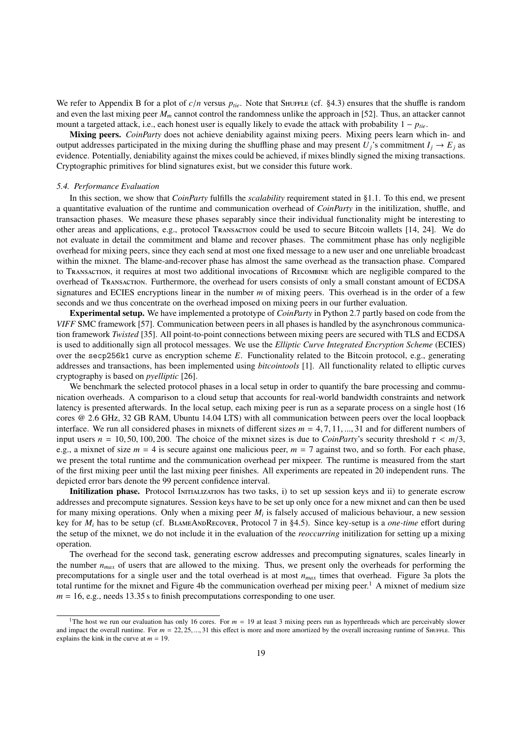We refer to Appendix B for a plot of $c/n$ versus $p_{tie}$. Note that Shuffle (cf. §4.3) ensures that the shuffle is random and even the last mixing peer $M_m$ cannot control the randomness unlike the approach in [52]. Thus, an attacker cannot mount a targeted attack, i.e., each honest user is equally likely to evade the attack with probability $1 - p_{tie}$.

**Mixing peers.** *CoinParty* does not achieve deniability against mixing peers. Mixing peers learn which in- and output addresses participated in the mixing during the shuffling phase and may present $U_j$'s commitment $I_j \rightarrow E_j$ as evidence. Potentially, deniability against the mixes could be achieved, if mixes blindly signed the mixing transactions. Cryptographic primitives for blind signatures exist, but we consider this future work.

### *5.4. Performance Evaluation*

In this section, we show that *CoinParty* fulfills the *scalability* requirement stated in §1.1. To this end, we present a quantitative evaluation of the runtime and communication overhead of *CoinParty* in the initilization, shuffle, and transaction phases. We measure these phases separably since their individual functionality might be interesting to other areas and applications, e.g., protocol Transaction could be used to secure Bitcoin wallets [14, 24]. We do not evaluate in detail the commitment and blame and recover phases. The commitment phase has only negligible overhead for mixing peers, since they each send at most one fixed message to a new user and one unreliable broadcast within the mixnet. The blame-and-recover phase has almost the same overhead as the transaction phase. Compared to Transaction, it requires at most two additional invocations of Recombine which are negligible compared to the overhead of Transaction. Furthermore, the overhead for users consists of only a small constant amount of ECDSA signatures and ECIES encryptions linear in the number $m$ of mixing peers. This overhead is in the order of a few seconds and we thus concentrate on the overhead imposed on mixing peers in our further evaluation.

**Experimental setup.** We have implemented a prototype of *CoinParty* in Python 2.7 partly based on code from the *VIFF* SMC framework [57]. Communication between peers in all phases is handled by the asynchronous communication framework *Twisted* [35]. All point-to-point connections between mixing peers are secured with TLS and ECDSA is used to additionally sign all protocol messages. We use the *Elliptic Curve Integrated Encryption Scheme* (ECIES) over the `secp256k1` curve as encryption scheme $E$. Functionality related to the Bitcoin protocol, e.g., generating addresses and transactions, has been implemented using *bitcointools* [1]. All functionality related to elliptic curves cryptography is based on *pyelliptic* [26].

We benchmark the selected protocol phases in a local setup in order to quantify the bare processing and communication overheads. A comparison to a cloud setup that accounts for real-world bandwidth constraints and network latency is presented afterwards. In the local setup, each mixing peer is run as a separate process on a single host (16 cores @ 2.6 GHz, 32 GB RAM, Ubuntu 14.04 LTS) with all communication between peers over the local loopback interface. We run all considered phases in mixnets of different sizes $m = 4, 7, 11, ..., 31$ and for different numbers of input users $n = 10, 50, 100, 200$. The choice of the mixnet sizes is due to *CoinParty*'s security threshold $\tau < m/3$, e.g., a mixnet of size $m = 4$ is secure against one malicious peer, $m = 7$ against two, and so forth. For each phase, we present the total runtime and the communication overhead per mixpeer. The runtime is measured from the start of the first mixing peer until the last mixing peer finishes. All experiments are repeated in 20 independent runs. The depicted error bars denote the 99 percent confidence interval.

**Initilization phase.** Protocol Initialization has two tasks, i) to set up session keys and ii) to generate escrow addresses and precompute signatures. Session keys have to be set up only once for a new mixnet and can then be used for many mixing operations. Only when a mixing peer $M_i$ is falsely accused of malicious behaviour, a new session key for $M_i$ has to be setup (cf. BlameAndRecover, Protocol 7 in §4.5). Since key-setup is a *one-time* effort during the setup of the mixnet, we do not include it in the evaluation of the *reoccurring* initilization for setting up a mixing operation.

The overhead for the second task, generating escrow addresses and precomputing signatures, scales linearly in the number $n_{max}$ of users that are allowed to the mixing. Thus, we present only the overheads for performing the precomputations for a single user and the total overhead is at most $n_{max}$ times that overhead. Figure 3a plots the total runtime for the mixnet and Figure 4b the communication overhead per mixing peer.[1] A mixnet of medium size $m = 16$, e.g., needs 13.35 s to finish precomputations corresponding to one user.

[1] The host we run our evaluation has only 16 cores. For $m = 19$ at least 3 mixing peers run as hyperthreads which are perceivably slower and impact the overall runtime. For $m = 22, 25, ..., 31$ this effect is more and more amortized by the overall increasing runtime of Shuffle. This explains the kink in the curve at $m = 19$.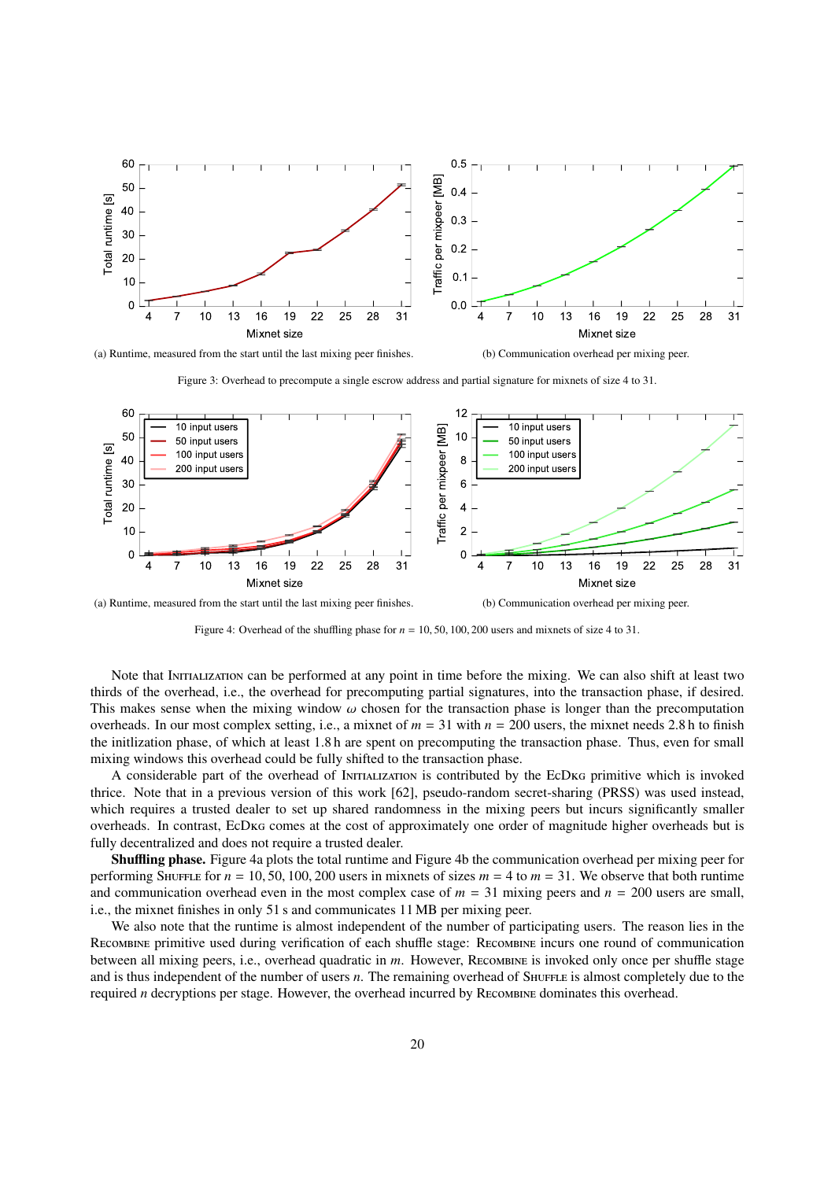(a) Runtime, measured from the start until the last mixing peer finishes.

(b) Communication overhead per mixing peer.

Figure 3: Overhead to precompute a single escrow address and partial signature for mixnets of size 4 to 31.

(a) Runtime, measured from the start until the last mixing peer finishes.

(b) Communication overhead per mixing peer.

Figure 4: Overhead of the shuffling phase for $n = 10, 50, 100, 200$ users and mixnets of size 4 to 31.

Note that Initialization can be performed at any point in time before the mixing. We can also shift at least two thirds of the overhead, i.e., the overhead for precomputing partial signatures, into the transaction phase, if desired. This makes sense when the mixing window $\omega$ chosen for the transaction phase is longer than the precomputation overheads. In our most complex setting, i.e., a mixnet of $m = 31$ with $n = 200$ users, the mixnet needs 2.8 h to finish the initlization phase, of which at least 1.8 h are spent on precomputing the transaction phase. Thus, even for small mixing windows this overhead could be fully shifted to the transaction phase.

A considerable part of the overhead of Initialization is contributed by the EcDkg primitive which is invoked thrice. Note that in a previous version of this work [62], pseudo-random secret-sharing (PRSS) was used instead, which requires a trusted dealer to set up shared randomness in the mixing peers but incurs significantly smaller overheads. In contrast, EcDkg comes at the cost of approximately one order of magnitude higher overheads but is fully decentralized and does not require a trusted dealer.

**Shuffling phase.** Figure 4a plots the total runtime and Figure 4b the communication overhead per mixing peer for performing Shuffle for $n = 10, 50, 100, 200$ users in mixnets of sizes $m = 4$ to $m = 31$. We observe that both runtime and communication overhead even in the most complex case of $m = 31$ mixing peers and $n = 200$ users are small, i.e., the mixnet finishes in only 51 s and communicates 11 MB per mixing peer.

We also note that the runtime is almost independent of the number of participating users. The reason lies in the Recombine primitive used during verification of each shuffle stage: Recombine incurs one round of communication between all mixing peers, i.e., overhead quadratic in $m$. However, Recombine is invoked only once per shuffle stage and is thus independent of the number of users $n$. The remaining overhead of Shuffle is almost completely due to the required $n$ decryptions per stage. However, the overhead incurred by Recombine dominates this overhead.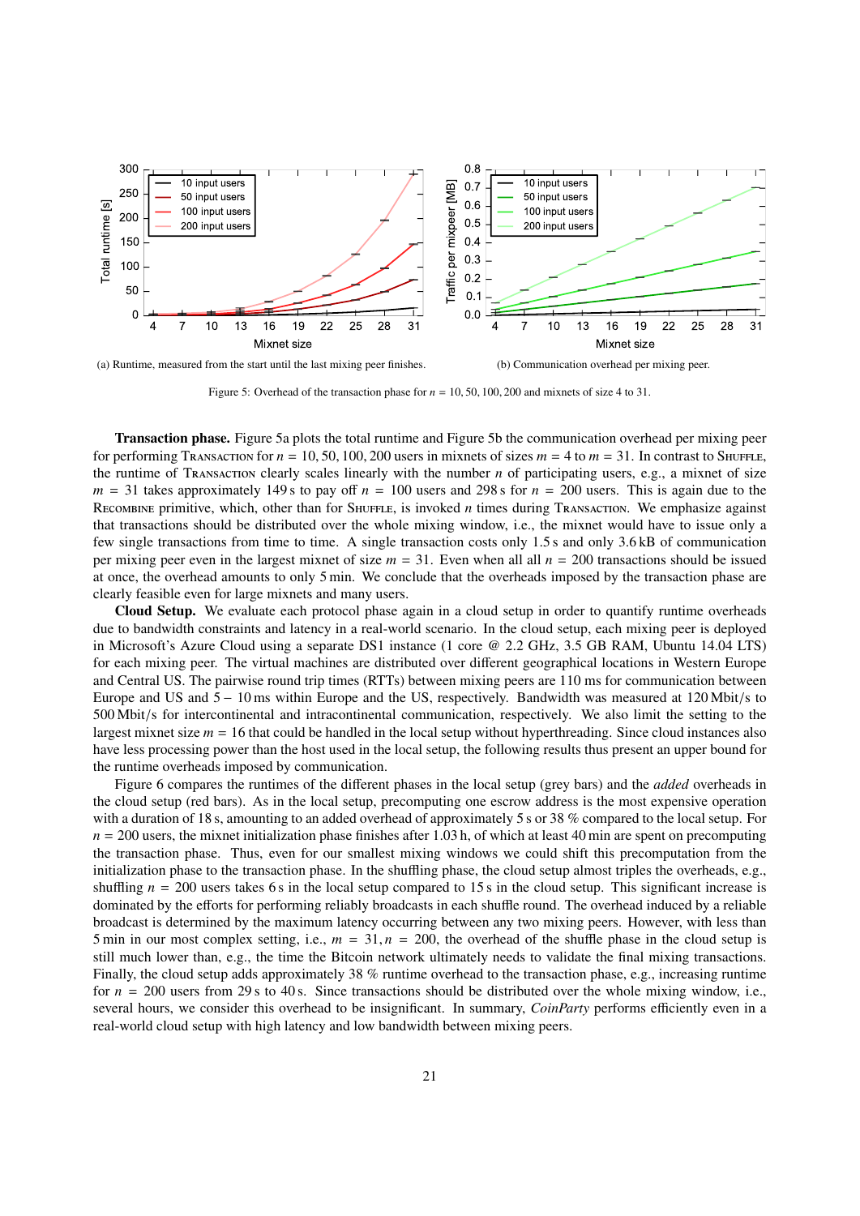(a) Runtime, measured from the start until the last mixing peer finishes.

(b) Communication overhead per mixing peer.

Figure 5: Overhead of the transaction phase for $n = 10, 50, 100, 200$ and mixnets of size 4 to 31.

**Transaction phase.** Figure 5a plots the total runtime and Figure 5b the communication overhead per mixing peer for performing Transaction for $n = 10, 50, 100, 200$ users in mixnets of sizes $m = 4$ to $m = 31$. In contrast to Shuffle, the runtime of Transaction clearly scales linearly with the number $n$ of participating users, e.g., a mixnet of size $m = 31$ takes approximately 149 s to pay off $n = 100$ users and 298 s for $n = 200$ users. This is again due to the Recombine primitive, which, other than for Shuffle, is invoked $n$ times during Transaction. We emphasize against that transactions should be distributed over the whole mixing window, i.e., the mixnet would have to issue only a few single transactions from time to time. A single transaction costs only 1.5 s and only 3.6 kB of communication per mixing peer even in the largest mixnet of size $m = 31$. Even when all all $n = 200$ transactions should be issued at once, the overhead amounts to only 5 min. We conclude that the overheads imposed by the transaction phase are clearly feasible even for large mixnets and many users.

**Cloud Setup.** We evaluate each protocol phase again in a cloud setup in order to quantify runtime overheads due to bandwidth constraints and latency in a real-world scenario. In the cloud setup, each mixing peer is deployed in Microsoft's Azure Cloud using a separate DS1 instance (1 core @ 2.2 GHz, 3.5 GB RAM, Ubuntu 14.04 LTS) for each mixing peer. The virtual machines are distributed over different geographical locations in Western Europe and Central US. The pairwise round trip times (RTTs) between mixing peers are 110 ms for communication between Europe and US and 5 − 10 ms within Europe and the US, respectively. Bandwidth was measured at 120 Mbit/s to 500 Mbit/s for intercontinental and intracontinental communication, respectively. We also limit the setting to the largest mixnet size $m = 16$ that could be handled in the local setup without hyperthreading. Since cloud instances also have less processing power than the host used in the local setup, the following results thus present an upper bound for the runtime overheads imposed by communication.

Figure 6 compares the runtimes of the different phases in the local setup (grey bars) and the *added* overheads in the cloud setup (red bars). As in the local setup, precomputing one escrow address is the most expensive operation with a duration of 18 s, amounting to an added overhead of approximately 5 s or 38 % compared to the local setup. For $n = 200$ users, the mixnet initialization phase finishes after 1.03 h, of which at least 40 min are spent on precomputing the transaction phase. Thus, even for our smallest mixing windows we could shift this precomputation from the initialization phase to the transaction phase. In the shuffling phase, the cloud setup almost triples the overheads, e.g., shuffling $n = 200$ users takes 6 s in the local setup compared to 15 s in the cloud setup. This significant increase is dominated by the efforts for performing reliably broadcasts in each shuffle round. The overhead induced by a reliable broadcast is determined by the maximum latency occurring between any two mixing peers. However, with less than 5 min in our most complex setting, i.e., $m = 31, n = 200$, the overhead of the shuffle phase in the cloud setup is still much lower than, e.g., the time the Bitcoin network ultimately needs to validate the final mixing transactions. Finally, the cloud setup adds approximately 38 % runtime overhead to the transaction phase, e.g., increasing runtime for $n = 200$ users from 29 s to 40 s. Since transactions should be distributed over the whole mixing window, i.e., several hours, we consider this overhead to be insignificant. In summary, *CoinParty* performs efficiently even in a real-world cloud setup with high latency and low bandwidth between mixing peers.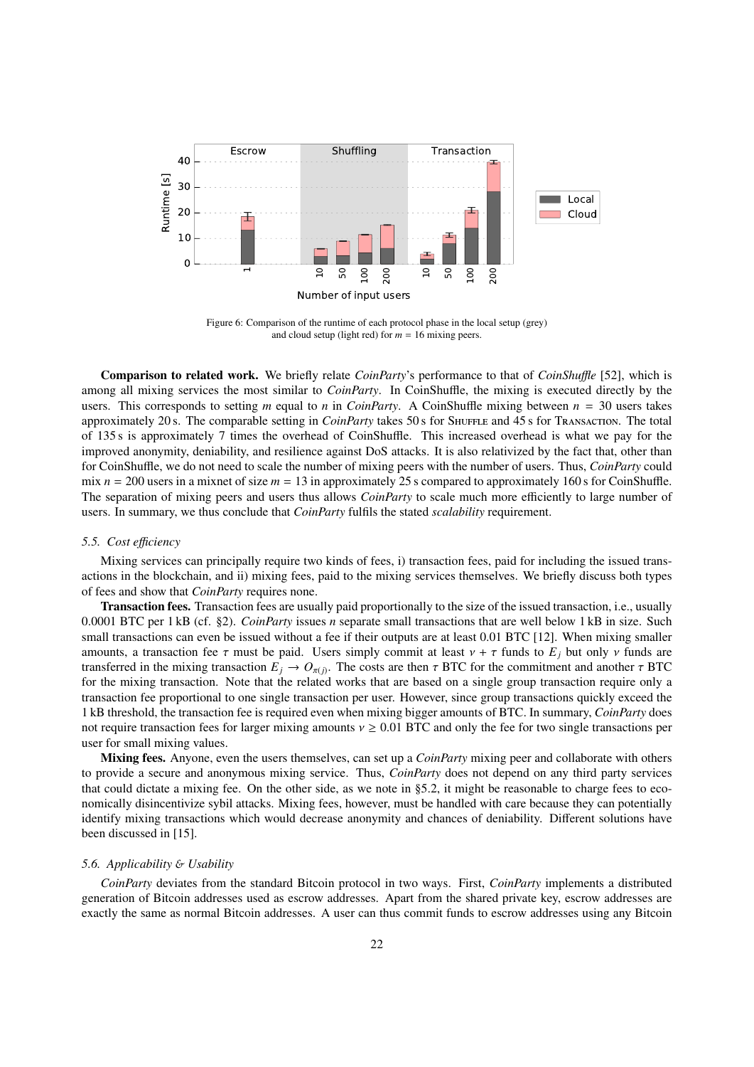Figure 6: Comparison of the runtime of each protocol phase in the local setup (grey) and cloud setup (light red) for $m = 16$ mixing peers.

**Comparison to related work.** We briefly relate *CoinParty*'s performance to that of *CoinShuffle* [52], which is among all mixing services the most similar to *CoinParty*. In CoinShuffle, the mixing is executed directly by the users. This corresponds to setting $m$ equal to $n$ in *CoinParty*. A CoinShuffle mixing between $n = 30$ users takes approximately 20 s. The comparable setting in *CoinParty* takes 50 s for SHUFFLE and 45 s for TRANSACTION. The total of 135 s is approximately 7 times the overhead of CoinShuffle. This increased overhead is what we pay for the improved anonymity, deniability, and resilience against DoS attacks. It is also relativized by the fact that, other than for CoinShuffle, we do not need to scale the number of mixing peers with the number of users. Thus, *CoinParty* could mix $n = 200$ users in a mixnet of size $m = 13$ in approximately 25 s compared to approximately 160 s for CoinShuffle. The separation of mixing peers and users thus allows *CoinParty* to scale much more efficiently to large number of users. In summary, we thus conclude that *CoinParty* fulfils the stated *scalability* requirement.

### *5.5. Cost efficiency*

Mixing services can principally require two kinds of fees, i) transaction fees, paid for including the issued transactions in the blockchain, and ii) mixing fees, paid to the mixing services themselves. We briefly discuss both types of fees and show that *CoinParty* requires none.

**Transaction fees.** Transaction fees are usually paid proportionally to the size of the issued transaction, i.e., usually 0.0001 BTC per 1 kB (cf. §2). *CoinParty* issues $n$ separate small transactions that are well below 1 kB in size. Such small transactions can even be issued without a fee if their outputs are at least 0.01 BTC [12]. When mixing smaller amounts, a transaction fee $\tau$ must be paid. Users simply commit at least $v + \tau$ funds to $E_j$ but only $v$ funds are transferred in the mixing transaction $E_j \rightarrow O_{\pi(j)}$. The costs are then $\tau$ BTC for the commitment and another $\tau$ BTC for the mixing transaction. Note that the related works that are based on a single group transaction require only a transaction fee proportional to one single transaction per user. However, since group transactions quickly exceed the 1 kB threshold, the transaction fee is required even when mixing bigger amounts of BTC. In summary, *CoinParty* does not require transaction fees for larger mixing amounts $v \geq 0.01$ BTC and only the fee for two single transactions per user for small mixing values.

**Mixing fees.** Anyone, even the users themselves, can set up a *CoinParty* mixing peer and collaborate with others to provide a secure and anonymous mixing service. Thus, *CoinParty* does not depend on any third party services that could dictate a mixing fee. On the other side, as we note in §5.2, it might be reasonable to charge fees to economically disincentivize sybil attacks. Mixing fees, however, must be handled with care because they can potentially identify mixing transactions which would decrease anonymity and chances of deniability. Different solutions have been discussed in [15].

### *5.6. Applicability & Usability*

*CoinParty* deviates from the standard Bitcoin protocol in two ways. First, *CoinParty* implements a distributed generation of Bitcoin addresses used as escrow addresses. Apart from the shared private key, escrow addresses are exactly the same as normal Bitcoin addresses. A user can thus commit funds to escrow addresses using any Bitcoin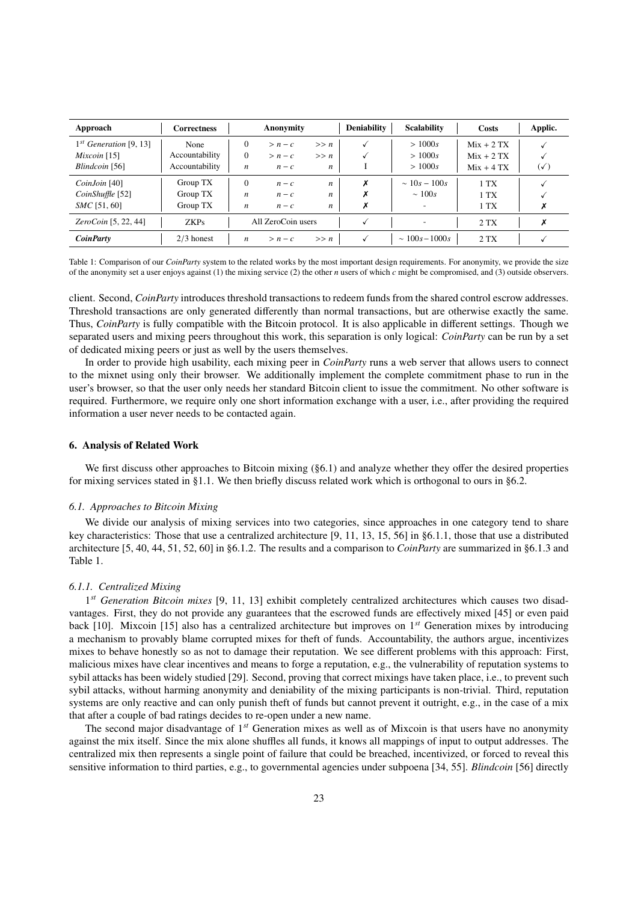| Approach | Correctness | Anonymity | | | Deniability | Scalability | Costs | Applic. |
|---|---|---|---|---|---|---|---|---|
| *1st Generation* [9, 13] | None | 0 | $> n - c$ | $>> n$ | ✓ | $> 1000s$ | Mix + 2 TX | ✓ |
| *Mixcoin* [15] | Accountability | 0 | $> n - c$ | $>> n$ | ✓ | $> 1000s$ | Mix + 2 TX | ✓ |
| *Blindcoin* [56] | Accountability | $n$ | $n - c$ | $n$ | I | $> 1000s$ | Mix + 4 TX | (✓) |
| *CoinJoin* [40] | Group TX | 0 | $n - c$ | $n$ | ✗ | $\sim 10s - 100s$ | 1 TX | ✓ |
| *CoinShuffle* [52] | Group TX | $n$ | $n - c$ | $n$ | ✗ | $\sim 100s$ | 1 TX | ✓ |
| *SMC* [51, 60] | Group TX | $n$ | $n - c$ | $n$ | ✗ | - | 1 TX | ✗ |
| *ZeroCoin* [5, 22, 44] | ZKPs | All ZeroCoin users | | | ✓ | - | 2 TX | ✗ |
| ***CoinParty*** | 2/3 honest | $n$ | $> n - c$ | $>> n$ | ✓ | $\sim 100s - 1000s$ | 2 TX | ✓ |

Table 1: Comparison of our *CoinParty* system to the related works by the most important design requirements. For anonymity, we provide the size of the anonymity set a user enjoys against (1) the mixing service (2) the other $n$ users of which $c$ might be compromised, and (3) outside observers.

client. Second, *CoinParty* introduces threshold transactions to redeem funds from the shared control escrow addresses. Threshold transactions are only generated differently than normal transactions, but are otherwise exactly the same. Thus, *CoinParty* is fully compatible with the Bitcoin protocol. It is also applicable in different settings. Though we separated users and mixing peers throughout this work, this separation is only logical: *CoinParty* can be run by a set of dedicated mixing peers or just as well by the users themselves.

In order to provide high usability, each mixing peer in *CoinParty* runs a web server that allows users to connect to the mixnet using only their browser. We additionally implement the complete commitment phase to run in the user's browser, so that the user only needs her standard Bitcoin client to issue the commitment. No other software is required. Furthermore, we require only one short information exchange with a user, i.e., after providing the required information a user never needs to be contacted again.

## 6. Analysis of Related Work

We first discuss other approaches to Bitcoin mixing (§6.1) and analyze whether they offer the desired properties for mixing services stated in §1.1. We then briefly discuss related work which is orthogonal to ours in §6.2.

### 6.1. Approaches to Bitcoin Mixing

We divide our analysis of mixing services into two categories, since approaches in one category tend to share key characteristics: Those that use a centralized architecture [9, 11, 13, 15, 56] in §6.1.1, those that use a distributed architecture [5, 40, 44, 51, 52, 60] in §6.1.2. The results and a comparison to *CoinParty* are summarized in §6.1.3 and Table 1.

#### 6.1.1. Centralized Mixing

*1st Generation Bitcoin mixes* [9, 11, 13] exhibit completely centralized architectures which causes two disadvantages. First, they do not provide any guarantees that the escrowed funds are effectively mixed [45] or even paid back [10]. Mixcoin [15] also has a centralized architecture but improves on 1st Generation mixes by introducing a mechanism to provably blame corrupted mixes for theft of funds. Accountability, the authors argue, incentivizes mixes to behave honestly so as not to damage their reputation. We see different problems with this approach: First, malicious mixes have clear incentives and means to forge a reputation, e.g., the vulnerability of reputation systems to sybil attacks has been widely studied [29]. Second, proving that correct mixings have taken place, i.e., to prevent such sybil attacks, without harming anonymity and deniability of the mixing participants is non-trivial. Third, reputation systems are only reactive and can only punish theft of funds but cannot prevent it outright, e.g., in the case of a mix that after a couple of bad ratings decides to re-open under a new name.

The second major disadvantage of 1st Generation mixes as well as of Mixcoin is that users have no anonymity against the mix itself. Since the mix alone shuffles all funds, it knows all mappings of input to output addresses. The centralized mix then represents a single point of failure that could be breached, incentivized, or forced to reveal this sensitive information to third parties, e.g., to governmental agencies under subpoena [34, 55]. *Blindcoin* [56] directly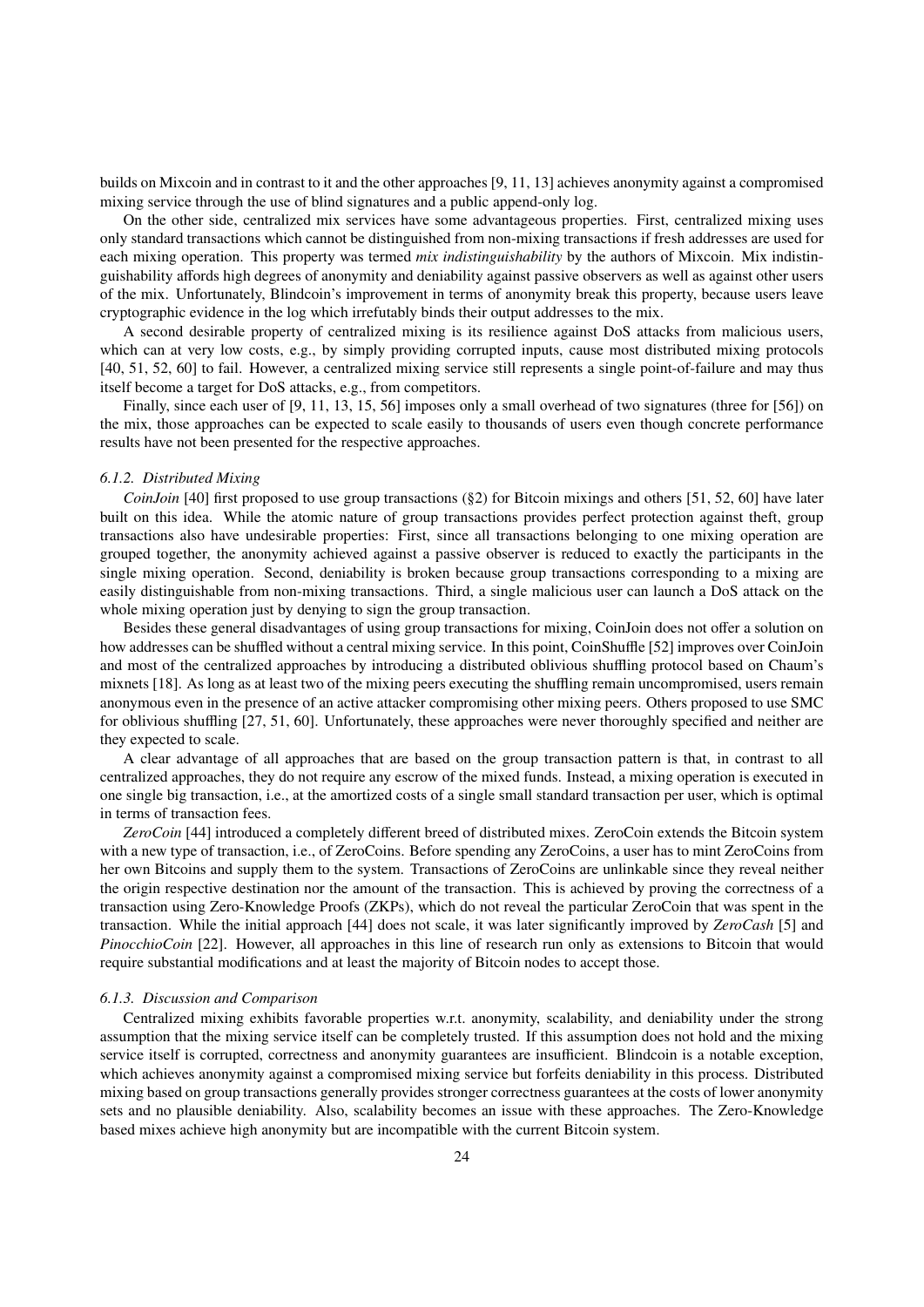builds on Mixcoin and in contrast to it and the other approaches [9, 11, 13] achieves anonymity against a compromised mixing service through the use of blind signatures and a public append-only log.

On the other side, centralized mix services have some advantageous properties. First, centralized mixing uses only standard transactions which cannot be distinguished from non-mixing transactions if fresh addresses are used for each mixing operation. This property was termed *mix indistinguishability* by the authors of Mixcoin. Mix indistinguishability affords high degrees of anonymity and deniability against passive observers as well as against other users of the mix. Unfortunately, Blindcoin's improvement in terms of anonymity break this property, because users leave cryptographic evidence in the log which irrefutably binds their output addresses to the mix.

A second desirable property of centralized mixing is its resilience against DoS attacks from malicious users, which can at very low costs, e.g., by simply providing corrupted inputs, cause most distributed mixing protocols [40, 51, 52, 60] to fail. However, a centralized mixing service still represents a single point-of-failure and may thus itself become a target for DoS attacks, e.g., from competitors.

Finally, since each user of [9, 11, 13, 15, 56] imposes only a small overhead of two signatures (three for [56]) on the mix, those approaches can be expected to scale easily to thousands of users even though concrete performance results have not been presented for the respective approaches.

#### *6.1.2. Distributed Mixing*

*CoinJoin* [40] first proposed to use group transactions (§2) for Bitcoin mixings and others [51, 52, 60] have later built on this idea. While the atomic nature of group transactions provides perfect protection against theft, group transactions also have undesirable properties: First, since all transactions belonging to one mixing operation are grouped together, the anonymity achieved against a passive observer is reduced to exactly the participants in the single mixing operation. Second, deniability is broken because group transactions corresponding to a mixing are easily distinguishable from non-mixing transactions. Third, a single malicious user can launch a DoS attack on the whole mixing operation just by denying to sign the group transaction.

Besides these general disadvantages of using group transactions for mixing, CoinJoin does not offer a solution on how addresses can be shuffled without a central mixing service. In this point, CoinShuffle [52] improves over CoinJoin and most of the centralized approaches by introducing a distributed oblivious shuffling protocol based on Chaum's mixnets [18]. As long as at least two of the mixing peers executing the shuffling remain uncompromised, users remain anonymous even in the presence of an active attacker compromising other mixing peers. Others proposed to use SMC for oblivious shuffling [27, 51, 60]. Unfortunately, these approaches were never thoroughly specified and neither are they expected to scale.

A clear advantage of all approaches that are based on the group transaction pattern is that, in contrast to all centralized approaches, they do not require any escrow of the mixed funds. Instead, a mixing operation is executed in one single big transaction, i.e., at the amortized costs of a single small standard transaction per user, which is optimal in terms of transaction fees.

*ZeroCoin* [44] introduced a completely different breed of distributed mixes. ZeroCoin extends the Bitcoin system with a new type of transaction, i.e., of ZeroCoins. Before spending any ZeroCoins, a user has to mint ZeroCoins from her own Bitcoins and supply them to the system. Transactions of ZeroCoins are unlinkable since they reveal neither the origin respective destination nor the amount of the transaction. This is achieved by proving the correctness of a transaction using Zero-Knowledge Proofs (ZKPs), which do not reveal the particular ZeroCoin that was spent in the transaction. While the initial approach [44] does not scale, it was later significantly improved by *ZeroCash* [5] and *PinocchioCoin* [22]. However, all approaches in this line of research run only as extensions to Bitcoin that would require substantial modifications and at least the majority of Bitcoin nodes to accept those.

#### *6.1.3. Discussion and Comparison*

Centralized mixing exhibits favorable properties w.r.t. anonymity, scalability, and deniability under the strong assumption that the mixing service itself can be completely trusted. If this assumption does not hold and the mixing service itself is corrupted, correctness and anonymity guarantees are insufficient. Blindcoin is a notable exception, which achieves anonymity against a compromised mixing service but forfeits deniability in this process. Distributed mixing based on group transactions generally provides stronger correctness guarantees at the costs of lower anonymity sets and no plausible deniability. Also, scalability becomes an issue with these approaches. The Zero-Knowledge based mixes achieve high anonymity but are incompatible with the current Bitcoin system.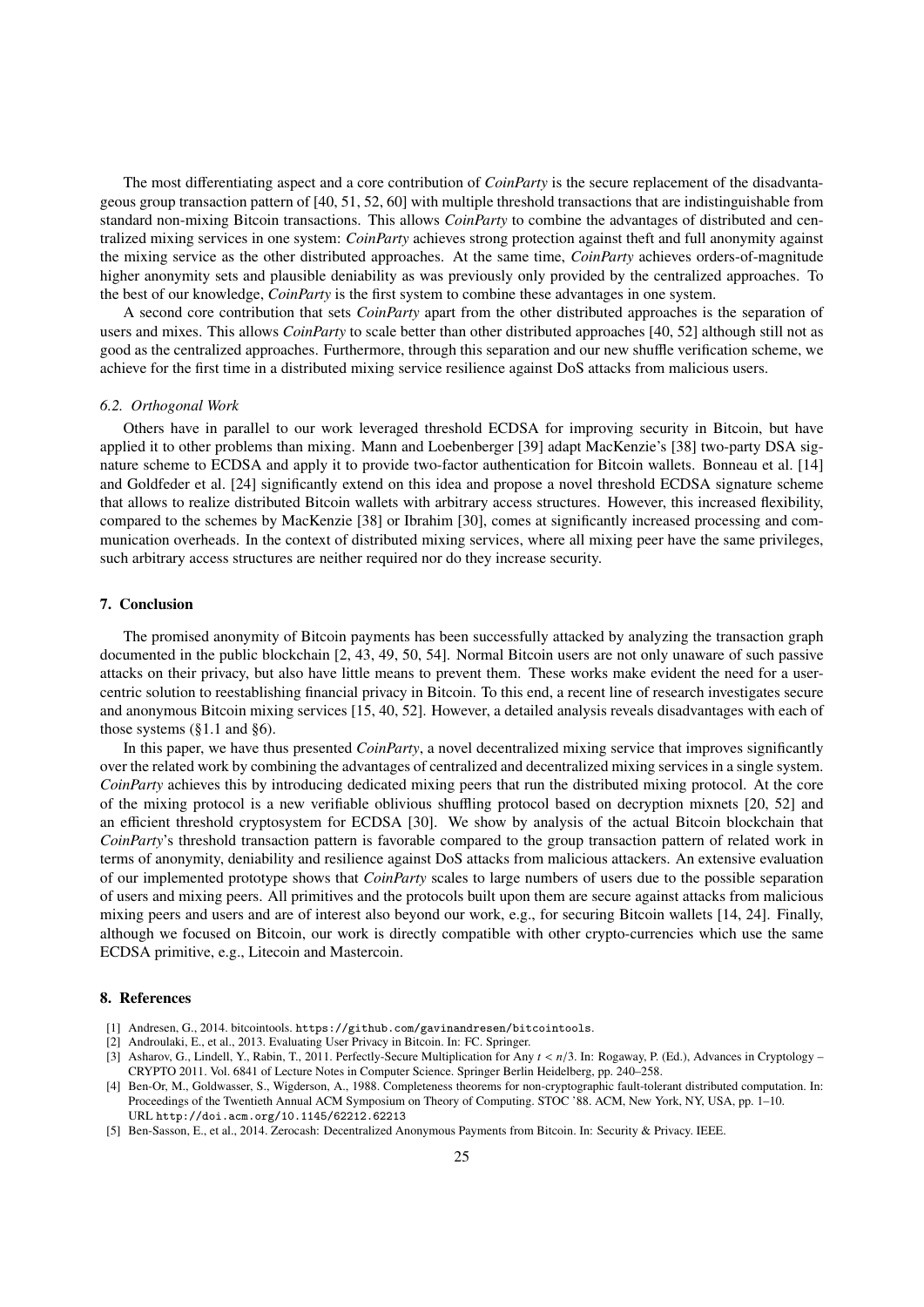The most differentiating aspect and a core contribution of *CoinParty* is the secure replacement of the disadvantageous group transaction pattern of [40, 51, 52, 60] with multiple threshold transactions that are indistinguishable from standard non-mixing Bitcoin transactions. This allows *CoinParty* to combine the advantages of distributed and centralized mixing services in one system: *CoinParty* achieves strong protection against theft and full anonymity against the mixing service as the other distributed approaches. At the same time, *CoinParty* achieves orders-of-magnitude higher anonymity sets and plausible deniability as was previously only provided by the centralized approaches. To the best of our knowledge, *CoinParty* is the first system to combine these advantages in one system.

A second core contribution that sets *CoinParty* apart from the other distributed approaches is the separation of users and mixes. This allows *CoinParty* to scale better than other distributed approaches [40, 52] although still not as good as the centralized approaches. Furthermore, through this separation and our new shuffle verification scheme, we achieve for the first time in a distributed mixing service resilience against DoS attacks from malicious users.

### *6.2. Orthogonal Work*

Others have in parallel to our work leveraged threshold ECDSA for improving security in Bitcoin, but have applied it to other problems than mixing. Mann and Loebenberger [39] adapt MacKenzie's [38] two-party DSA signature scheme to ECDSA and apply it to provide two-factor authentication for Bitcoin wallets. Bonneau et al. [14] and Goldfeder et al. [24] significantly extend on this idea and propose a novel threshold ECDSA signature scheme that allows to realize distributed Bitcoin wallets with arbitrary access structures. However, this increased flexibility, compared to the schemes by MacKenzie [38] or Ibrahim [30], comes at significantly increased processing and communication overheads. In the context of distributed mixing services, where all mixing peer have the same privileges, such arbitrary access structures are neither required nor do they increase security.

## 7. Conclusion

The promised anonymity of Bitcoin payments has been successfully attacked by analyzing the transaction graph documented in the public blockchain [2, 43, 49, 50, 54]. Normal Bitcoin users are not only unaware of such passive attacks on their privacy, but also have little means to prevent them. These works make evident the need for a user-centric solution to reestablishing financial privacy in Bitcoin. To this end, a recent line of research investigates secure and anonymous Bitcoin mixing services [15, 40, 52]. However, a detailed analysis reveals disadvantages with each of those systems (§1.1 and §6).

In this paper, we have thus presented *CoinParty*, a novel decentralized mixing service that improves significantly over the related work by combining the advantages of centralized and decentralized mixing services in a single system. *CoinParty* achieves this by introducing dedicated mixing peers that run the distributed mixing protocol. At the core of the mixing protocol is a new verifiable oblivious shuffling protocol based on decryption mixnets [20, 52] and an efficient threshold cryptosystem for ECDSA [30]. We show by analysis of the actual Bitcoin blockchain that *CoinParty*'s threshold transaction pattern is favorable compared to the group transaction pattern of related work in terms of anonymity, deniability and resilience against DoS attacks from malicious attackers. An extensive evaluation of our implemented prototype shows that *CoinParty* scales to large numbers of users due to the possible separation of users and mixing peers. All primitives and the protocols built upon them are secure against attacks from malicious mixing peers and users and are of interest also beyond our work, e.g., for securing Bitcoin wallets [14, 24]. Finally, although we focused on Bitcoin, our work is directly compatible with other crypto-currencies which use the same ECDSA primitive, e.g., Litecoin and Mastercoin.

## 8. References

[1] Andresen, G., 2014. bitcointools. https://github.com/gavinandresen/bitcointools.

[2] Androulaki, E., et al., 2013. Evaluating User Privacy in Bitcoin. In: FC. Springer.

[3] Asharov, G., Lindell, Y., Rabin, T., 2011. Perfectly-Secure Multiplication for Any $t < n/3$. In: Rogaway, P. (Ed.), Advances in Cryptology – CRYPTO 2011. Vol. 6841 of Lecture Notes in Computer Science. Springer Berlin Heidelberg, pp. 240–258.

[4] Ben-Or, M., Goldwasser, S., Wigderson, A., 1988. Completeness theorems for non-cryptographic fault-tolerant distributed computation. In: Proceedings of the Twentieth Annual ACM Symposium on Theory of Computing. STOC '88. ACM, New York, NY, USA, pp. 1–10. URL http://doi.acm.org/10.1145/62212.62213

[5] Ben-Sasson, E., et al., 2014. Zerocash: Decentralized Anonymous Payments from Bitcoin. In: Security & Privacy. IEEE.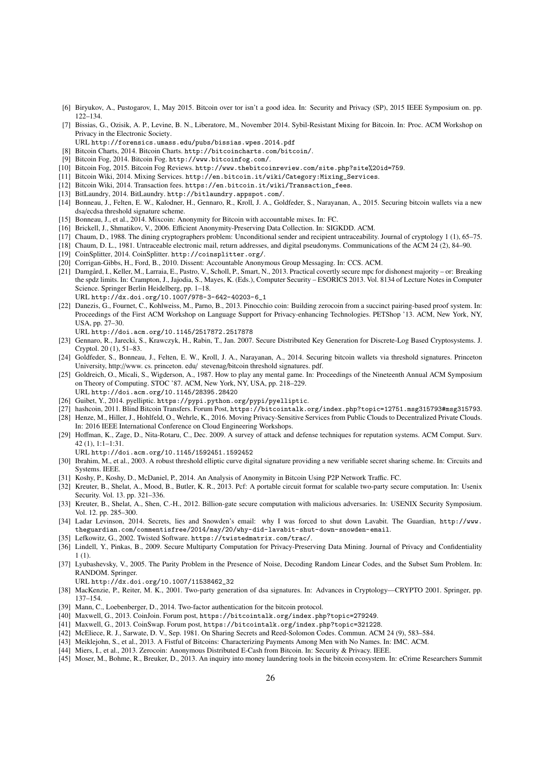- [6] Biryukov, A., Pustogarov, I., May 2015. Bitcoin over tor isn't a good idea. In: Security and Privacy (SP), 2015 IEEE Symposium on. pp. 122–134.
- [7] Bissias, G., Ozisik, A. P., Levine, B. N., Liberatore, M., November 2014. Sybil-Resistant Mixing for Bitcoin. In: Proc. ACM Workshop on Privacy in the Electronic Society.
  URL http://forensics.umass.edu/pubs/bissias.wpes.2014.pdf
- [8] Bitcoin Charts, 2014. Bitcoin Charts. http://bitcoincharts.com/bitcoin/.
- [9] Bitcoin Fog, 2014. Bitcoin Fog. http://www.bitcoinfog.com/.
- [10] Bitcoin Fog, 2015. Bitcoin Fog Reviews. http://www.thebitcoinreview.com/site.php?site%20id=759.
- [11] Bitcoin Wiki, 2014. Mixing Services. http://en.bitcoin.it/wiki/Category:Mixing_Services.
- [12] Bitcoin Wiki, 2014. Transaction fees. https://en.bitcoin.it/wiki/Transaction_fees.
- [13] BitLaundry, 2014. BitLaundry. http://bitlaundry.appspot.com/.
- [14] Bonneau, J., Felten, E. W., Kalodner, H., Gennaro, R., Kroll, J. A., Goldfeder, S., Narayanan, A., 2015. Securing bitcoin wallets via a new dsa/ecdsa threshold signature scheme.
- [15] Bonneau, J., et al., 2014. Mixcoin: Anonymity for Bitcoin with accountable mixes. In: FC.
- [16] Brickell, J., Shmatikov, V., 2006. Efficient Anonymity-Preserving Data Collection. In: SIGKDD. ACM.
- [17] Chaum, D., 1988. The dining cryptographers problem: Unconditional sender and recipient untraceability. Journal of cryptology 1 (1), 65–75.
- [18] Chaum, D. L., 1981. Untraceable electronic mail, return addresses, and digital pseudonyms. Communications of the ACM 24 (2), 84–90.
- [19] CoinSplitter, 2014. CoinSplitter. http://coinsplitter.org/.
- [20] Corrigan-Gibbs, H., Ford, B., 2010. Dissent: Accountable Anonymous Group Messaging. In: CCS. ACM.
- [21] Damgård, I., Keller, M., Larraia, E., Pastro, V., Scholl, P., Smart, N., 2013. Practical covertly secure mpc for dishonest majority – or: Breaking the spdz limits. In: Crampton, J., Jajodia, S., Mayes, K. (Eds.), Computer Security – ESORICS 2013. Vol. 8134 of Lecture Notes in Computer Science. Springer Berlin Heidelberg, pp. 1–18.
  URL http://dx.doi.org/10.1007/978-3-642-40203-6_1
- [22] Danezis, G., Fournet, C., Kohlweiss, M., Parno, B., 2013. Pinocchio coin: Building zerocoin from a succinct pairing-based proof system. In: Proceedings of the First ACM Workshop on Language Support for Privacy-enhancing Technologies. PETShop '13. ACM, New York, NY, USA, pp. 27–30.
  URL http://doi.acm.org/10.1145/2517872.2517878
- [23] Gennaro, R., Jarecki, S., Krawczyk, H., Rabin, T., Jan. 2007. Secure Distributed Key Generation for Discrete-Log Based Cryptosystems. J. Cryptol. 20 (1), 51–83.
- [24] Goldfeder, S., Bonneau, J., Felten, E. W., Kroll, J. A., Narayanan, A., 2014. Securing bitcoin wallets via threshold signatures. Princeton University, http://www. cs. princeton. edu/ stevenag/bitcoin threshold signatures. pdf.
- [25] Goldreich, O., Micali, S., Wigderson, A., 1987. How to play any mental game. In: Proceedings of the Nineteenth Annual ACM Symposium on Theory of Computing. STOC '87. ACM, New York, NY, USA, pp. 218–229.
  URL http://doi.acm.org/10.1145/28395.28420
- [26] Guibet, Y., 2014. pyelliptic. https://pypi.python.org/pypi/pyelliptic.
- [27] hashcoin, 2011. Blind Bitcoin Transfers. Forum Post, https://bitcointalk.org/index.php?topic=12751.msg315793#msg315793.
- [28] Henze, M., Hiller, J., Hohlfeld, O., Wehrle, K., 2016. Moving Privacy-Sensitive Services from Public Clouds to Decentralized Private Clouds. In: 2016 IEEE International Conference on Cloud Engineering Workshops.
- [29] Hoffman, K., Zage, D., Nita-Rotaru, C., Dec. 2009. A survey of attack and defense techniques for reputation systems. ACM Comput. Surv. 42 (1), 1:1–1:31.
  URL http://doi.acm.org/10.1145/1592451.1592452
- [30] Ibrahim, M., et al., 2003. A robust threshold elliptic curve digital signature providing a new verifiable secret sharing scheme. In: Circuits and Systems. IEEE.
- [31] Koshy, P., Koshy, D., McDaniel, P., 2014. An Analysis of Anonymity in Bitcoin Using P2P Network Traffic. FC.
- [32] Kreuter, B., Shelat, A., Mood, B., Butler, K. R., 2013. Pcf: A portable circuit format for scalable two-party secure computation. In: Usenix Security. Vol. 13. pp. 321–336.
- [33] Kreuter, B., Shelat, A., Shen, C.-H., 2012. Billion-gate secure computation with malicious adversaries. In: USENIX Security Symposium. Vol. 12. pp. 285–300.
- [34] Ladar Levinson, 2014. Secrets, lies and Snowden's email: why I was forced to shut down Lavabit. The Guardian, http://www.theguardian.com/commentisfree/2014/may/20/why-did-lavabit-shut-down-snowden-email.
- [35] Lefkowitz, G., 2002. Twisted Software. https://twistedmatrix.com/trac/.
- [36] Lindell, Y., Pinkas, B., 2009. Secure Multiparty Computation for Privacy-Preserving Data Mining. Journal of Privacy and Confidentiality 1 (1).
- [37] Lyubashevsky, V., 2005. The Parity Problem in the Presence of Noise, Decoding Random Linear Codes, and the Subset Sum Problem. In: RANDOM. Springer.
  URL http://dx.doi.org/10.1007/11538462_32
- [38] MacKenzie, P., Reiter, M. K., 2001. Two-party generation of dsa signatures. In: Advances in Cryptology—CRYPTO 2001. Springer, pp. 137–154.
- [39] Mann, C., Loebenberger, D., 2014. Two-factor authentication for the bitcoin protocol.
- [40] Maxwell, G., 2013. CoinJoin. Forum post, https://bitcointalk.org/index.php?topic=279249.
- [41] Maxwell, G., 2013. CoinSwap. Forum post, https://bitcointalk.org/index.php?topic=321228.
- [42] McEliece, R. J., Sarwate, D. V., Sep. 1981. On Sharing Secrets and Reed-Solomon Codes. Commun. ACM 24 (9), 583–584.
- [43] Meiklejohn, S., et al., 2013. A Fistful of Bitcoins: Characterizing Payments Among Men with No Names. In: IMC. ACM.
- [44] Miers, I., et al., 2013. Zerocoin: Anonymous Distributed E-Cash from Bitcoin. In: Security & Privacy. IEEE.
- [45] Moser, M., Bohme, R., Breuker, D., 2013. An inquiry into money laundering tools in the bitcoin ecosystem. In: eCrime Researchers Summit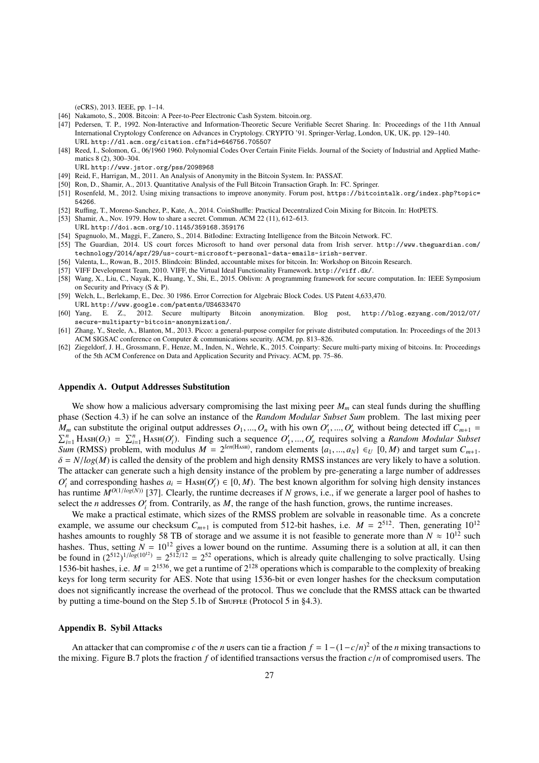(eCRS), 2013. IEEE, pp. 1–14.

[46] Nakamoto, S., 2008. Bitcoin: A Peer-to-Peer Electronic Cash System. bitcoin.org.

[47] Pedersen, T. P., 1992. Non-Interactive and Information-Theoretic Secure Verifiable Secret Sharing. In: Proceedings of the 11th Annual International Cryptology Conference on Advances in Cryptology. CRYPTO '91. Springer-Verlag, London, UK, UK, pp. 129–140. URL http://dl.acm.org/citation.cfm?id=646756.705507

[48] Reed, I., Solomon, G., 06/1960 1960. Polynomial Codes Over Certain Finite Fields. Journal of the Society of Industrial and Applied Mathematics 8 (2), 300–304. URL http://www.jstor.org/pss/2098968

[49] Reid, F., Harrigan, M., 2011. An Analysis of Anonymity in the Bitcoin System. In: PASSAT.

[50] Ron, D., Shamir, A., 2013. Quantitative Analysis of the Full Bitcoin Transaction Graph. In: FC. Springer.

[51] Rosenfeld, M., 2012. Using mixing transactions to improve anonymity. Forum post, https://bitcointalk.org/index.php?topic=54266.

[52] Ruffing, T., Moreno-Sanchez, P., Kate, A., 2014. CoinShuffle: Practical Decentralized Coin Mixing for Bitcoin. In: HotPETS.

[53] Shamir, A., Nov. 1979. How to share a secret. Commun. ACM 22 (11), 612–613. URL http://doi.acm.org/10.1145/359168.359176

[54] Spagnuolo, M., Maggi, F., Zanero, S., 2014. BitIodine: Extracting Intelligence from the Bitcoin Network. FC.

[55] The Guardian, 2014. US court forces Microsoft to hand over personal data from Irish server. http://www.theguardian.com/technology/2014/apr/29/us-court-microsoft-personal-data-emails-irish-server.

[56] Valenta, L., Rowan, B., 2015. Blindcoin: Blinded, accountable mixes for bitcoin. In: Workshop on Bitcoin Research.

[57] VIFF Development Team, 2010. VIFF, the Virtual Ideal Functionality Framework. http://viff.dk/.

[58] Wang, X., Liu, C., Nayak, K., Huang, Y., Shi, E., 2015. Oblivm: A programming framework for secure computation. In: IEEE Symposium on Security and Privacy (S & P).

[59] Welch, L., Berlekamp, E., Dec. 30 1986. Error Correction for Algebraic Block Codes. US Patent 4,633,470. URL http://www.google.com/patents/US4633470

[60] Yang, E. Z., 2012. Secure multiparty Bitcoin anonymization. Blog post, http://blog.ezyang.com/2012/07/secure-multiparty-bitcoin-anonymization/.

[61] Zhang, Y., Steele, A., Blanton, M., 2013. Picco: a general-purpose compiler for private distributed computation. In: Proceedings of the 2013 ACM SIGSAC conference on Computer & communications security. ACM, pp. 813–826.

[62] Ziegeldorf, J. H., Grossmann, F., Henze, M., Inden, N., Wehrle, K., 2015. Coinparty: Secure multi-party mixing of bitcoins. In: Proceedings of the 5th ACM Conference on Data and Application Security and Privacy. ACM, pp. 75–86.

## Appendix A. Output Addresses Substitution

We show how a malicious adversary compromising the last mixing peer $M_m$ can steal funds during the shuffling phase (Section 4.3) if he can solve an instance of the *Random Modular Subset Sum* problem. The last mixing peer $M_m$ can substitute the original output addresses $O_1, ..., O_n$ with his own $O'_1, ..., O'_n$ without being detected iff $C_{m+1} = \sum_{i=1}^{n} \textsc{Hash}(O_i) = \sum_{i=1}^{n} \textsc{Hash}(O'_i)$. Finding such a sequence $O'_1, ..., O'_n$ requires solving a *Random Modular Subset Sum* (RMSS) problem, with modulus $M = 2^{len(\textsc{Hash})}$, random elements $\{a_1, ..., a_N\} \in_U [0, M)$ and target sum $C_{m+1}$. $\delta = N/log(M)$ is called the density of the problem and high density RMSS instances are very likely to have a solution. The attacker can generate such a high density instance of the problem by pre-generating a large number of addresses $O'_i$ and corresponding hashes $a_i = \textsc{Hash}(O'_i) \in [0, M)$. The best known algorithm for solving high density instances has runtime $M^{O(1/log(N))}$ [37]. Clearly, the runtime decreases if $N$ grows, i.e., if we generate a larger pool of hashes to select the $n$ addresses $O'_i$ from. Contrarily, as $M$, the range of the hash function, grows, the runtime increases.

We make a practical estimate, which sizes of the RMSS problem are solvable in reasonable time. As a concrete example, we assume our checksum $C_{m+1}$ is computed from 512-bit hashes, i.e. $M = 2^{512}$. Then, generating $10^{12}$ hashes amounts to roughly 58 TB of storage and we assume it is not feasible to generate more than $N \approx 10^{12}$ such hashes. Thus, setting $N = 10^{12}$ gives a lower bound on the runtime. Assuming there is a solution at all, it can then be found in $(2^{512})^{1/log(10^{12})} = 2^{512/12} = 2^{52}$ operations, which is already quite challenging to solve practically. Using 1536-bit hashes, i.e. $M = 2^{1536}$, we get a runtime of $2^{128}$ operations which is comparable to the complexity of breaking keys for long term security for AES. Note that using 1536-bit or even longer hashes for the checksum computation does not significantly increase the overhead of the protocol. Thus we conclude that the RMSS attack can be thwarted by putting a time-bound on the Step 5.1b of Shuffle (Protocol 5 in §4.3).

## Appendix B. Sybil Attacks

An attacker that can compromise $c$ of the $n$ users can tie a fraction $f = 1-(1-c/n)^2$ of the $n$ mixing transactions to the mixing. Figure B.7 plots the fraction $f$ of identified transactions versus the fraction $c/n$ of compromised users. The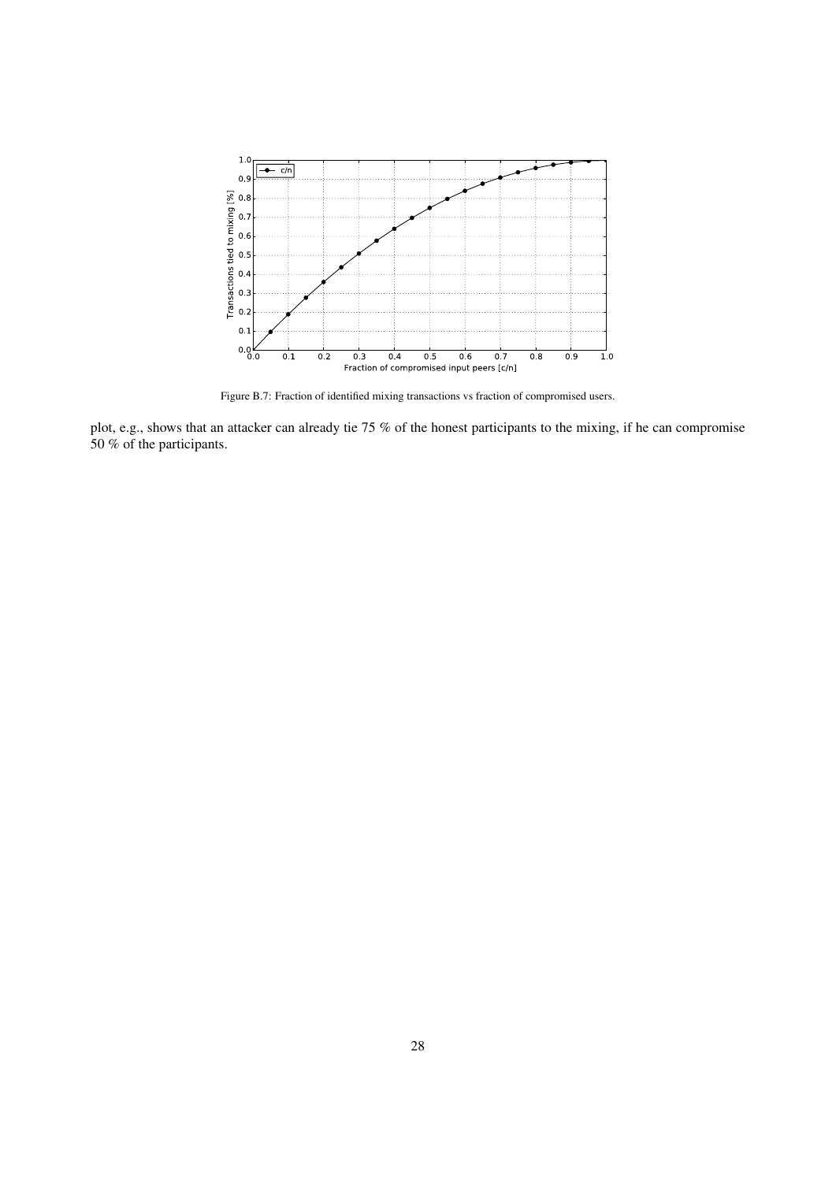1.0
0.9
0.8
0.7
0.6
0.5
0.4
0.3
0.2
0.1
0.0

Transactions tied to mixing [%]

c/n

0.0 0.1 0.2 0.3 0.4 0.5 0.6 0.7 0.8 0.9 1.0

Fraction of compromised input peers [c/n]

Figure B.7: Fraction of identified mixing transactions vs fraction of compromised users.

plot, e.g., shows that an attacker can already tie 75 % of the honest participants to the mixing, if he can compromise 50 % of the participants.